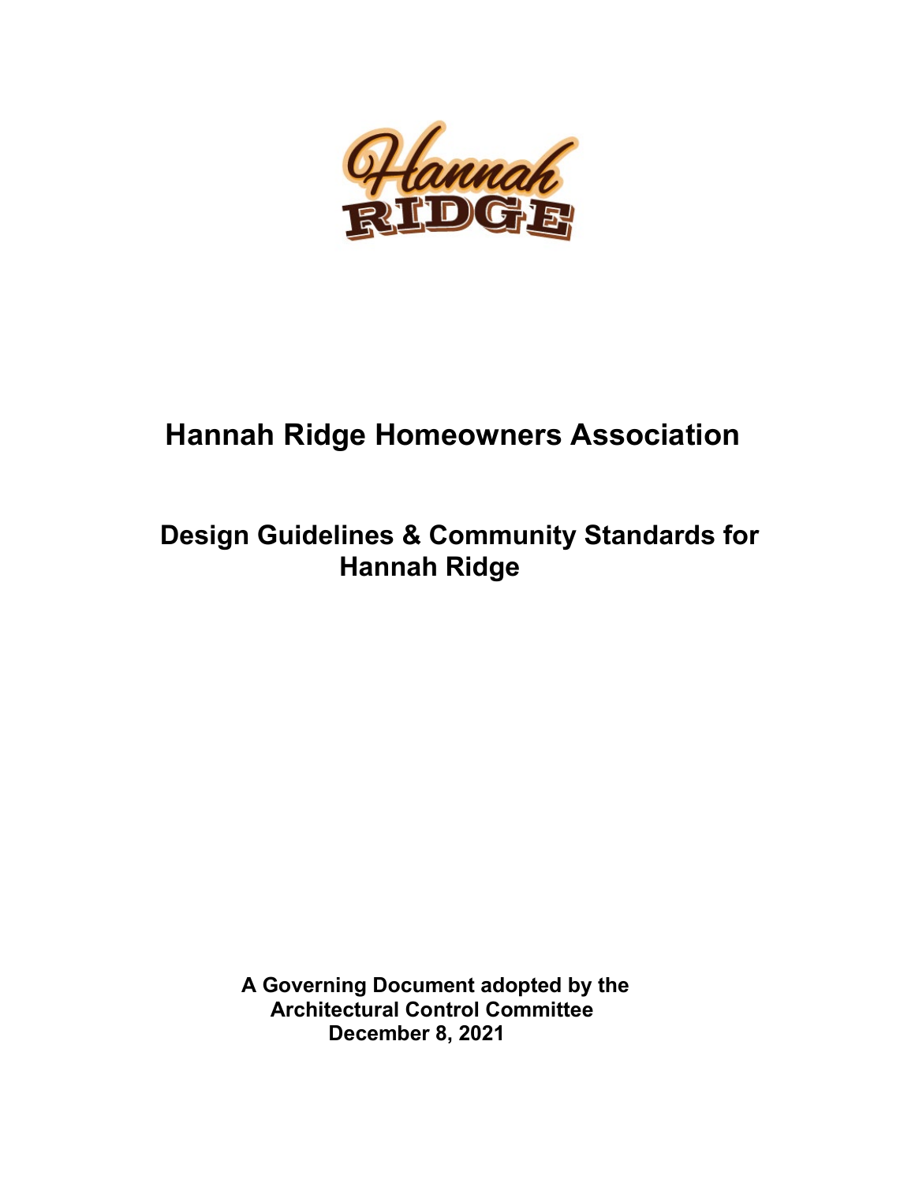# Hannah Ridge Homeowners Association

## Design Guidelines & Community Standards for Hannah Ridge

**A Governing Document adopted by the Architectural Control Committee**
**December 8, 2021**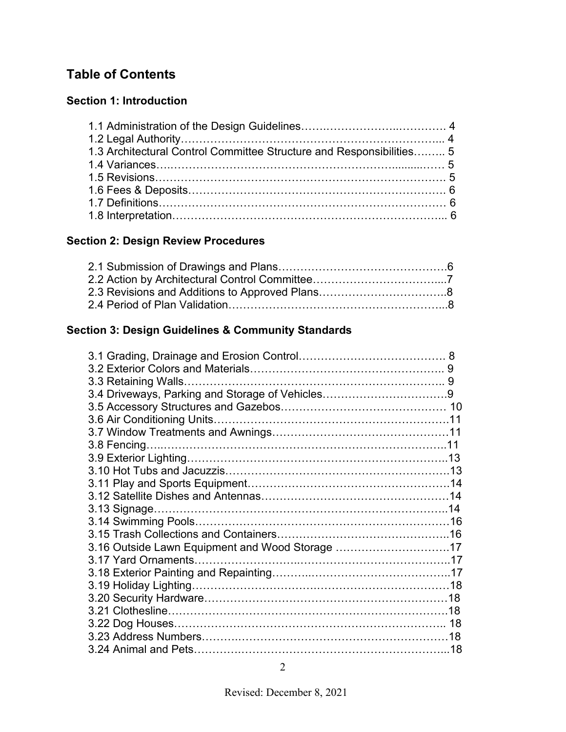## Table of Contents

### Section 1: Introduction

1.1 Administration of the Design Guidelines……………………………… 4
1.2 Legal Authority…………………………………………………………... 4
1.3 Architectural Control Committee Structure and Responsibilities……... 5
1.4 Variances…………………………………………………………………… 5
1.5 Revisions…………………………………………………………………… 5
1.6 Fees & Deposits…………………………………………………………… 6
1.7 Definitions…………………………………………………………………… 6
1.8 Interpretation……………………………………………………………... 6

### Section 2: Design Review Procedures

2.1 Submission of Drawings and Plans………………………………………6
2.2 Action by Architectural Control Committee……………………………...7
2.3 Revisions and Additions to Approved Plans……………………………..8
2.4 Period of Plan Validation………………………………………………....8

### Section 3: Design Guidelines & Community Standards

3.1 Grading, Drainage and Erosion Control…………………………………. 8
3.2 Exterior Colors and Materials…………………………………………….. 9
3.3 Retaining Walls……………………………………………………………. 9
3.4 Driveways, Parking and Storage of Vehicles……………………………9
3.5 Accessory Structures and Gazebos……………………………………… 10
3.6 Air Conditioning Units……………………………………………………….11
3.7 Window Treatments and Awnings…………………………………………11
3.8 Fencing………………………………………………………………………..11
3.9 Exterior Lighting……………………………………………………………..13
3.10 Hot Tubs and Jacuzzis……………………………………………………..13
3.11 Play and Sports Equipment………………………………………………..14
3.12 Satellite Dishes and Antennas……………………………………………..14
3.13 Signage……………………………………………………………………..14
3.14 Swimming Pools……………………………………………………………16
3.15 Trash Collections and Containers………………………………………..16
3.16 Outside Lawn Equipment and Wood Storage …………………………17
3.17 Yard Ornaments…………………………………………………………….17
3.18 Exterior Painting and Repainting………………………………………….17
3.19 Holiday Lighting…………………………………………………………….18
3.20 Security Hardware………………………………………………………….18
3.21 Clothesline…………………………………………………………………..18
3.22 Dog Houses………………………………………………………………... 18
3.23 Address Numbers…………………………………………………………18
3.24 Animal and Pets……………………………………………………………..18

Revised: December 8, 2021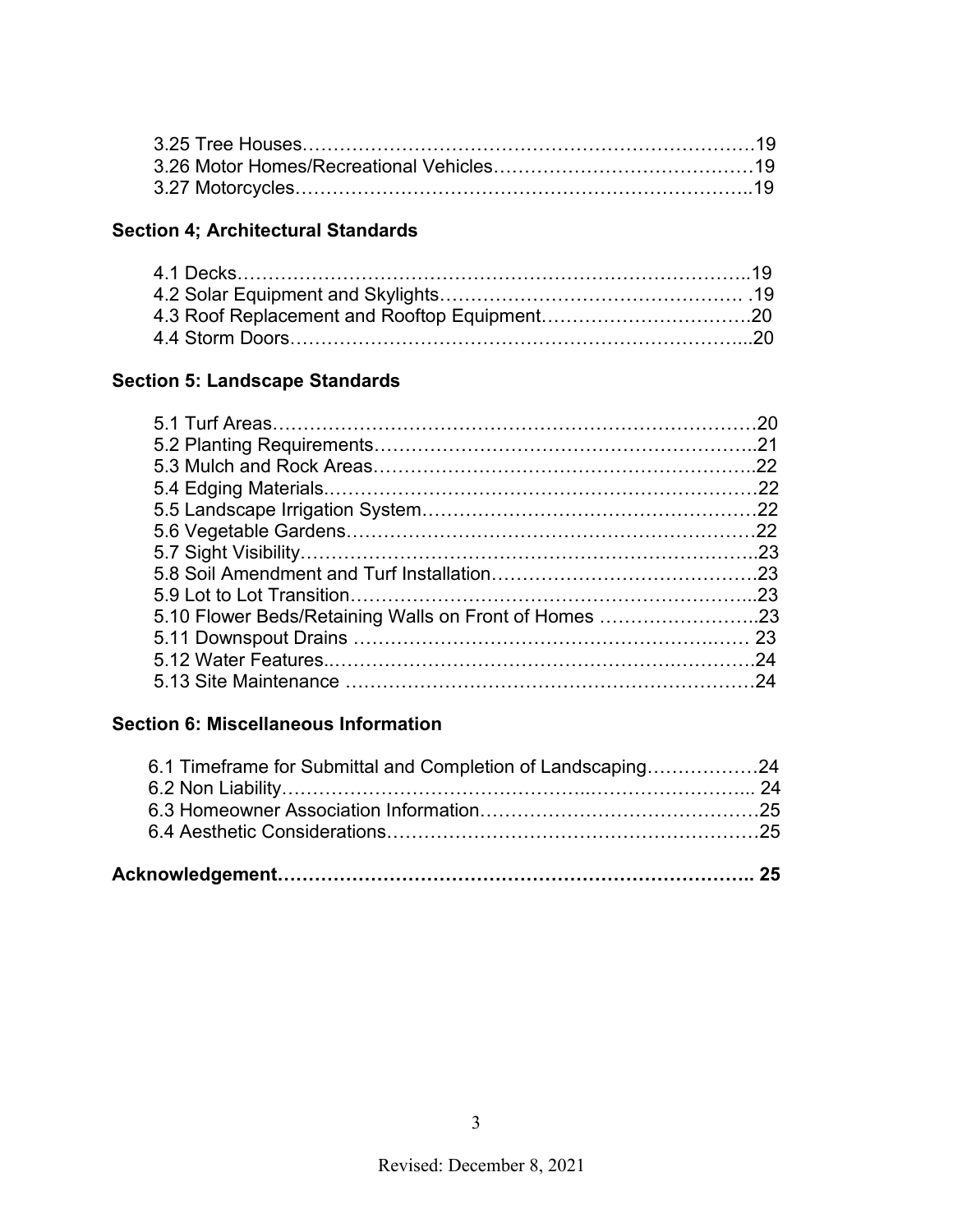3.25 Tree Houses……………………………………………………………….19
3.26 Motor Homes/Recreational Vehicles……………………………………19
3.27 Motorcycles……………………………………………………………..19

**Section 4; Architectural Standards**

4.1 Decks………………………………………………………………………..19
4.2 Solar Equipment and Skylights………………………………………… .19
4.3 Roof Replacement and Rooftop Equipment…………………………….20
4.4 Storm Doors…………………………………………………………...20

**Section 5: Landscape Standards**

5.1 Turf Areas…………………………………………………………………20
5.2 Planting Requirements……………………………………………………..21
5.3 Mulch and Rock Areas……………………………………………………..22
5.4 Edging Materials…………………………………………………………22
5.5 Landscape Irrigation System……………………………………………22
5.6 Vegetable Gardens……………………………………………………….22
5.7 Sight Visibility……………………………………………………………..23
5.8 Soil Amendment and Turf Installation…………………………………….23
5.9 Lot to Lot Transition………………………………………………………..23
5.10 Flower Beds/Retaining Walls on Front of Homes ……………………..23
5.11 Downspout Drains ………………………………………………… 23
5.12 Water Features……………………………………………………………24
5.13 Site Maintenance ………………………………………………………24

**Section 6: Miscellaneous Information**

6.1 Timeframe for Submittal and Completion of Landscaping………………24
6.2 Non Liability………………………………………………………………... 24
6.3 Homeowner Association Information…………………………………….25
6.4 Aesthetic Considerations…………………………………………………25

**Acknowledgement……………………………………………………………….. 25**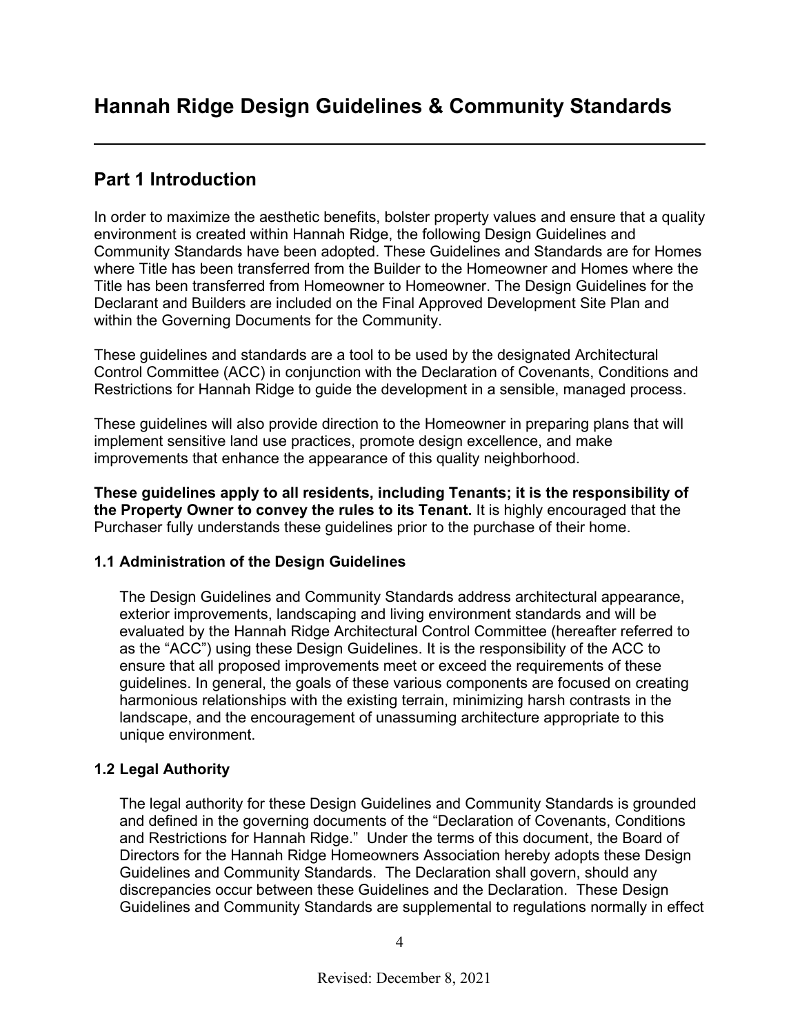# Hannah Ridge Design Guidelines & Community Standards

## Part 1 Introduction

In order to maximize the aesthetic benefits, bolster property values and ensure that a quality environment is created within Hannah Ridge, the following Design Guidelines and Community Standards have been adopted. These Guidelines and Standards are for Homes where Title has been transferred from the Builder to the Homeowner and Homes where the Title has been transferred from Homeowner to Homeowner. The Design Guidelines for the Declarant and Builders are included on the Final Approved Development Site Plan and within the Governing Documents for the Community.

These guidelines and standards are a tool to be used by the designated Architectural Control Committee (ACC) in conjunction with the Declaration of Covenants, Conditions and Restrictions for Hannah Ridge to guide the development in a sensible, managed process.

These guidelines will also provide direction to the Homeowner in preparing plans that will implement sensitive land use practices, promote design excellence, and make improvements that enhance the appearance of this quality neighborhood.

**These guidelines apply to all residents, including Tenants; it is the responsibility of the Property Owner to convey the rules to its Tenant.** It is highly encouraged that the Purchaser fully understands these guidelines prior to the purchase of their home.

### 1.1 Administration of the Design Guidelines

The Design Guidelines and Community Standards address architectural appearance, exterior improvements, landscaping and living environment standards and will be evaluated by the Hannah Ridge Architectural Control Committee (hereafter referred to as the "ACC") using these Design Guidelines. It is the responsibility of the ACC to ensure that all proposed improvements meet or exceed the requirements of these guidelines. In general, the goals of these various components are focused on creating harmonious relationships with the existing terrain, minimizing harsh contrasts in the landscape, and the encouragement of unassuming architecture appropriate to this unique environment.

### 1.2 Legal Authority

The legal authority for these Design Guidelines and Community Standards is grounded and defined in the governing documents of the "Declaration of Covenants, Conditions and Restrictions for Hannah Ridge." Under the terms of this document, the Board of Directors for the Hannah Ridge Homeowners Association hereby adopts these Design Guidelines and Community Standards. The Declaration shall govern, should any discrepancies occur between these Guidelines and the Declaration. These Design Guidelines and Community Standards are supplemental to regulations normally in effect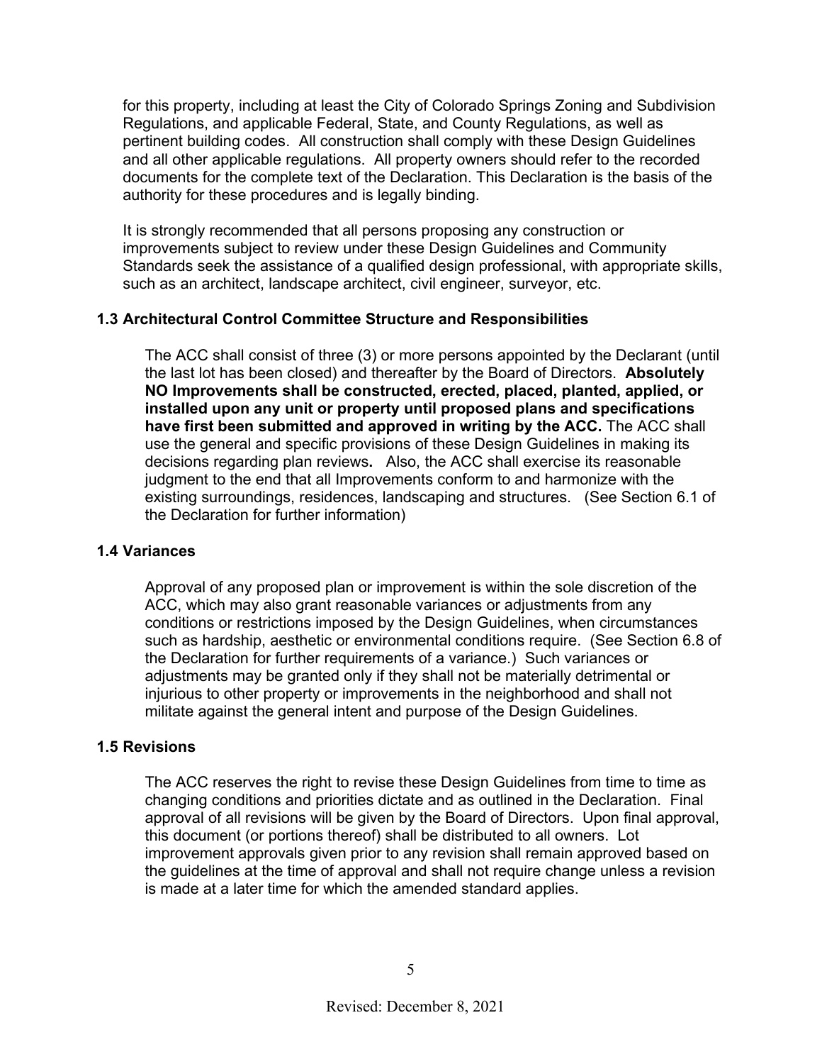for this property, including at least the City of Colorado Springs Zoning and Subdivision Regulations, and applicable Federal, State, and County Regulations, as well as pertinent building codes. All construction shall comply with these Design Guidelines and all other applicable regulations. All property owners should refer to the recorded documents for the complete text of the Declaration. This Declaration is the basis of the authority for these procedures and is legally binding.

It is strongly recommended that all persons proposing any construction or improvements subject to review under these Design Guidelines and Community Standards seek the assistance of a qualified design professional, with appropriate skills, such as an architect, landscape architect, civil engineer, surveyor, etc.

### 1.3 Architectural Control Committee Structure and Responsibilities

The ACC shall consist of three (3) or more persons appointed by the Declarant (until the last lot has been closed) and thereafter by the Board of Directors. **Absolutely NO Improvements shall be constructed, erected, placed, planted, applied, or installed upon any unit or property until proposed plans and specifications have first been submitted and approved in writing by the ACC.** The ACC shall use the general and specific provisions of these Design Guidelines in making its decisions regarding plan reviews**.** Also, the ACC shall exercise its reasonable judgment to the end that all Improvements conform to and harmonize with the existing surroundings, residences, landscaping and structures. (See Section 6.1 of the Declaration for further information)

### 1.4 Variances

Approval of any proposed plan or improvement is within the sole discretion of the ACC, which may also grant reasonable variances or adjustments from any conditions or restrictions imposed by the Design Guidelines, when circumstances such as hardship, aesthetic or environmental conditions require. (See Section 6.8 of the Declaration for further requirements of a variance.) Such variances or adjustments may be granted only if they shall not be materially detrimental or injurious to other property or improvements in the neighborhood and shall not militate against the general intent and purpose of the Design Guidelines.

### 1.5 Revisions

The ACC reserves the right to revise these Design Guidelines from time to time as changing conditions and priorities dictate and as outlined in the Declaration. Final approval of all revisions will be given by the Board of Directors. Upon final approval, this document (or portions thereof) shall be distributed to all owners. Lot improvement approvals given prior to any revision shall remain approved based on the guidelines at the time of approval and shall not require change unless a revision is made at a later time for which the amended standard applies.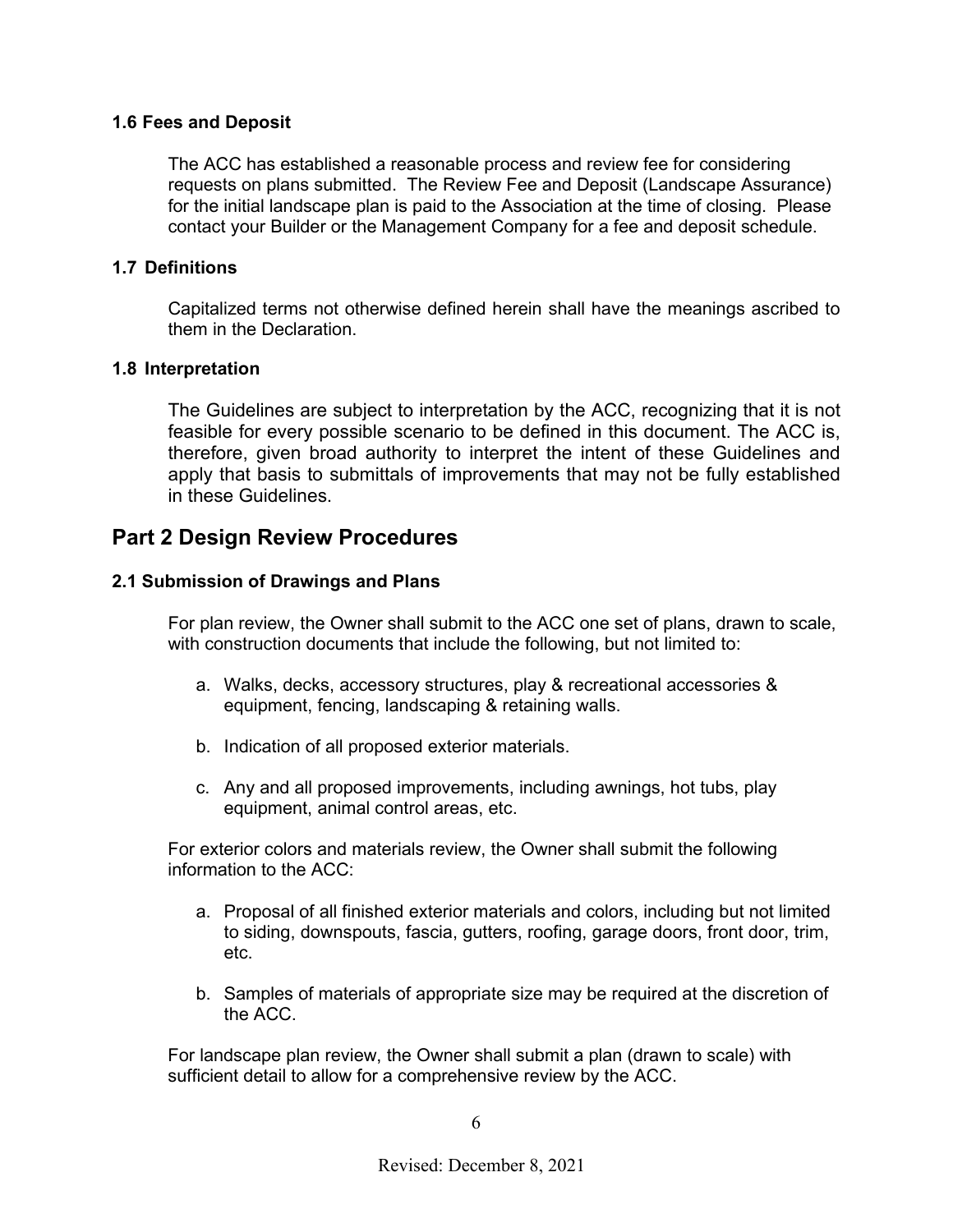### 1.6 Fees and Deposit

The ACC has established a reasonable process and review fee for considering requests on plans submitted. The Review Fee and Deposit (Landscape Assurance) for the initial landscape plan is paid to the Association at the time of closing. Please contact your Builder or the Management Company for a fee and deposit schedule.

### 1.7 Definitions

Capitalized terms not otherwise defined herein shall have the meanings ascribed to them in the Declaration.

### 1.8 Interpretation

The Guidelines are subject to interpretation by the ACC, recognizing that it is not feasible for every possible scenario to be defined in this document. The ACC is, therefore, given broad authority to interpret the intent of these Guidelines and apply that basis to submittals of improvements that may not be fully established in these Guidelines.

## Part 2 Design Review Procedures

### 2.1 Submission of Drawings and Plans

For plan review, the Owner shall submit to the ACC one set of plans, drawn to scale, with construction documents that include the following, but not limited to:

a. Walks, decks, accessory structures, play & recreational accessories & equipment, fencing, landscaping & retaining walls.

b. Indication of all proposed exterior materials.

c. Any and all proposed improvements, including awnings, hot tubs, play equipment, animal control areas, etc.

For exterior colors and materials review, the Owner shall submit the following information to the ACC:

a. Proposal of all finished exterior materials and colors, including but not limited to siding, downspouts, fascia, gutters, roofing, garage doors, front door, trim, etc.

b. Samples of materials of appropriate size may be required at the discretion of the ACC.

For landscape plan review, the Owner shall submit a plan (drawn to scale) with sufficient detail to allow for a comprehensive review by the ACC.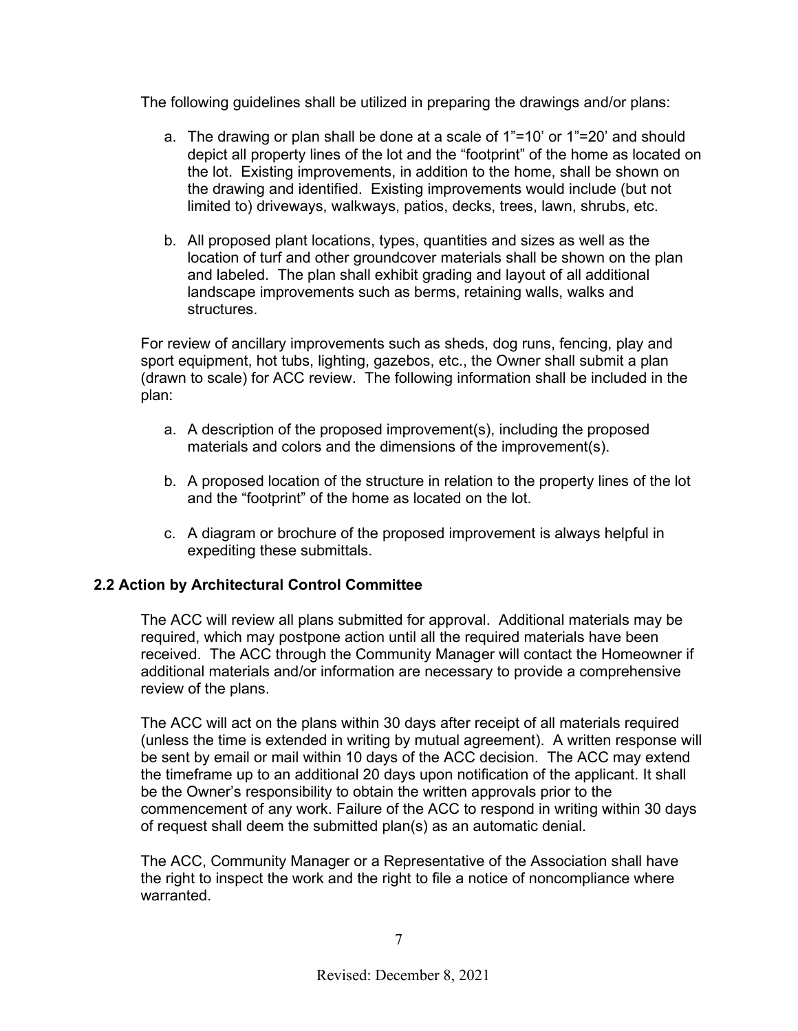The following guidelines shall be utilized in preparing the drawings and/or plans:

a. The drawing or plan shall be done at a scale of 1"=10' or 1"=20' and should depict all property lines of the lot and the "footprint" of the home as located on the lot. Existing improvements, in addition to the home, shall be shown on the drawing and identified. Existing improvements would include (but not limited to) driveways, walkways, patios, decks, trees, lawn, shrubs, etc.

b. All proposed plant locations, types, quantities and sizes as well as the location of turf and other groundcover materials shall be shown on the plan and labeled. The plan shall exhibit grading and layout of all additional landscape improvements such as berms, retaining walls, walks and structures.

For review of ancillary improvements such as sheds, dog runs, fencing, play and sport equipment, hot tubs, lighting, gazebos, etc., the Owner shall submit a plan (drawn to scale) for ACC review. The following information shall be included in the plan:

a. A description of the proposed improvement(s), including the proposed materials and colors and the dimensions of the improvement(s).

b. A proposed location of the structure in relation to the property lines of the lot and the "footprint" of the home as located on the lot.

c. A diagram or brochure of the proposed improvement is always helpful in expediting these submittals.

### 2.2 Action by Architectural Control Committee

The ACC will review all plans submitted for approval. Additional materials may be required, which may postpone action until all the required materials have been received. The ACC through the Community Manager will contact the Homeowner if additional materials and/or information are necessary to provide a comprehensive review of the plans.

The ACC will act on the plans within 30 days after receipt of all materials required (unless the time is extended in writing by mutual agreement). A written response will be sent by email or mail within 10 days of the ACC decision. The ACC may extend the timeframe up to an additional 20 days upon notification of the applicant. It shall be the Owner's responsibility to obtain the written approvals prior to the commencement of any work. Failure of the ACC to respond in writing within 30 days of request shall deem the submitted plan(s) as an automatic denial.

The ACC, Community Manager or a Representative of the Association shall have the right to inspect the work and the right to file a notice of noncompliance where warranted.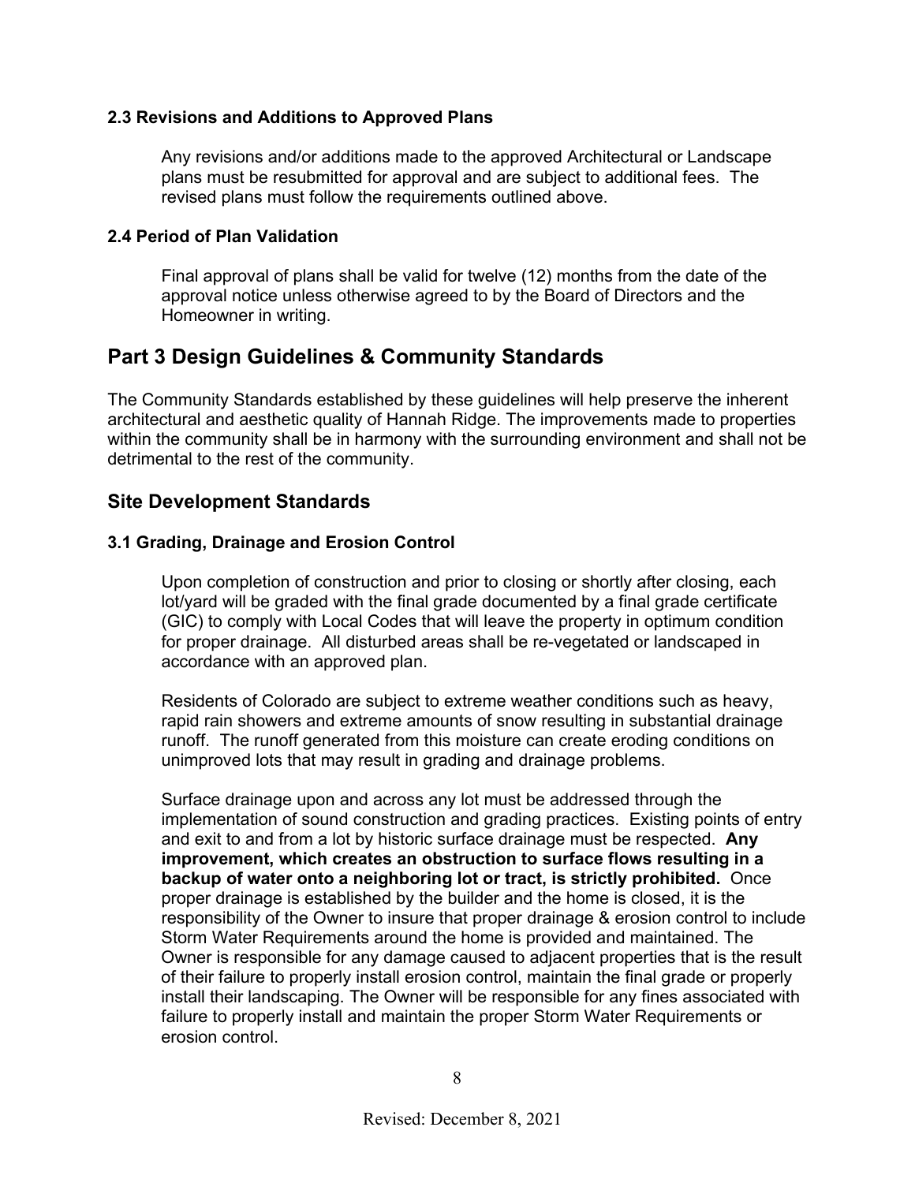### 2.3 Revisions and Additions to Approved Plans

Any revisions and/or additions made to the approved Architectural or Landscape plans must be resubmitted for approval and are subject to additional fees. The revised plans must follow the requirements outlined above.

### 2.4 Period of Plan Validation

Final approval of plans shall be valid for twelve (12) months from the date of the approval notice unless otherwise agreed to by the Board of Directors and the Homeowner in writing.

# Part 3 Design Guidelines & Community Standards

The Community Standards established by these guidelines will help preserve the inherent architectural and aesthetic quality of Hannah Ridge. The improvements made to properties within the community shall be in harmony with the surrounding environment and shall not be detrimental to the rest of the community.

## Site Development Standards

### 3.1 Grading, Drainage and Erosion Control

Upon completion of construction and prior to closing or shortly after closing, each lot/yard will be graded with the final grade documented by a final grade certificate (GIC) to comply with Local Codes that will leave the property in optimum condition for proper drainage. All disturbed areas shall be re-vegetated or landscaped in accordance with an approved plan.

Residents of Colorado are subject to extreme weather conditions such as heavy, rapid rain showers and extreme amounts of snow resulting in substantial drainage runoff. The runoff generated from this moisture can create eroding conditions on unimproved lots that may result in grading and drainage problems.

Surface drainage upon and across any lot must be addressed through the implementation of sound construction and grading practices. Existing points of entry and exit to and from a lot by historic surface drainage must be respected. **Any improvement, which creates an obstruction to surface flows resulting in a backup of water onto a neighboring lot or tract, is strictly prohibited.** Once proper drainage is established by the builder and the home is closed, it is the responsibility of the Owner to insure that proper drainage & erosion control to include Storm Water Requirements around the home is provided and maintained. The Owner is responsible for any damage caused to adjacent properties that is the result of their failure to properly install erosion control, maintain the final grade or properly install their landscaping. The Owner will be responsible for any fines associated with failure to properly install and maintain the proper Storm Water Requirements or erosion control.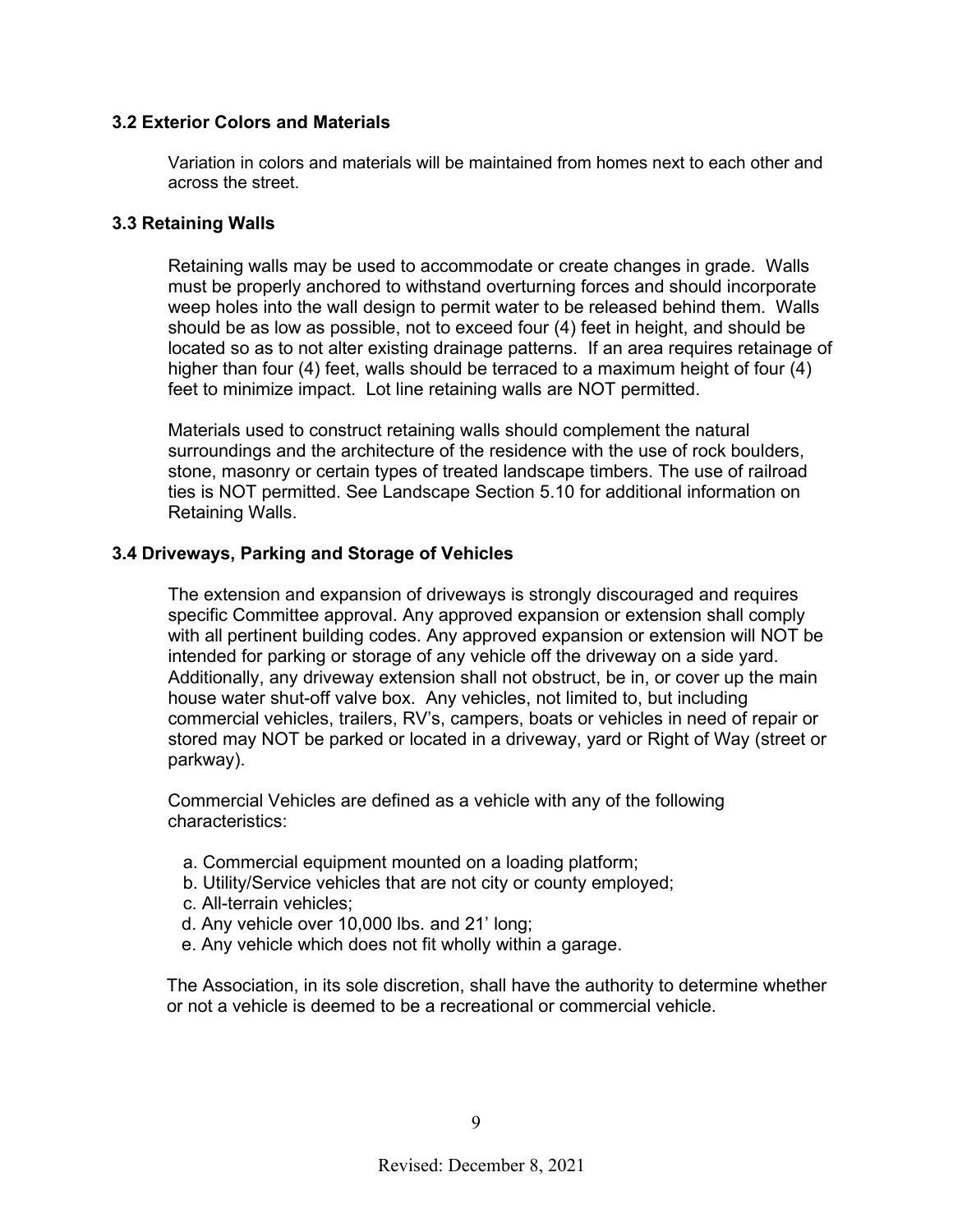### 3.2 Exterior Colors and Materials

Variation in colors and materials will be maintained from homes next to each other and across the street.

### 3.3 Retaining Walls

Retaining walls may be used to accommodate or create changes in grade. Walls must be properly anchored to withstand overturning forces and should incorporate weep holes into the wall design to permit water to be released behind them. Walls should be as low as possible, not to exceed four (4) feet in height, and should be located so as to not alter existing drainage patterns. If an area requires retainage of higher than four (4) feet, walls should be terraced to a maximum height of four (4) feet to minimize impact. Lot line retaining walls are NOT permitted.

Materials used to construct retaining walls should complement the natural surroundings and the architecture of the residence with the use of rock boulders, stone, masonry or certain types of treated landscape timbers. The use of railroad ties is NOT permitted. See Landscape Section 5.10 for additional information on Retaining Walls.

### 3.4 Driveways, Parking and Storage of Vehicles

The extension and expansion of driveways is strongly discouraged and requires specific Committee approval. Any approved expansion or extension shall comply with all pertinent building codes. Any approved expansion or extension will NOT be intended for parking or storage of any vehicle off the driveway on a side yard. Additionally, any driveway extension shall not obstruct, be in, or cover up the main house water shut-off valve box. Any vehicles, not limited to, but including commercial vehicles, trailers, RV's, campers, boats or vehicles in need of repair or stored may NOT be parked or located in a driveway, yard or Right of Way (street or parkway).

Commercial Vehicles are defined as a vehicle with any of the following characteristics:

a. Commercial equipment mounted on a loading platform;
b. Utility/Service vehicles that are not city or county employed;
c. All-terrain vehicles;
d. Any vehicle over 10,000 lbs. and 21' long;
e. Any vehicle which does not fit wholly within a garage.

The Association, in its sole discretion, shall have the authority to determine whether or not a vehicle is deemed to be a recreational or commercial vehicle.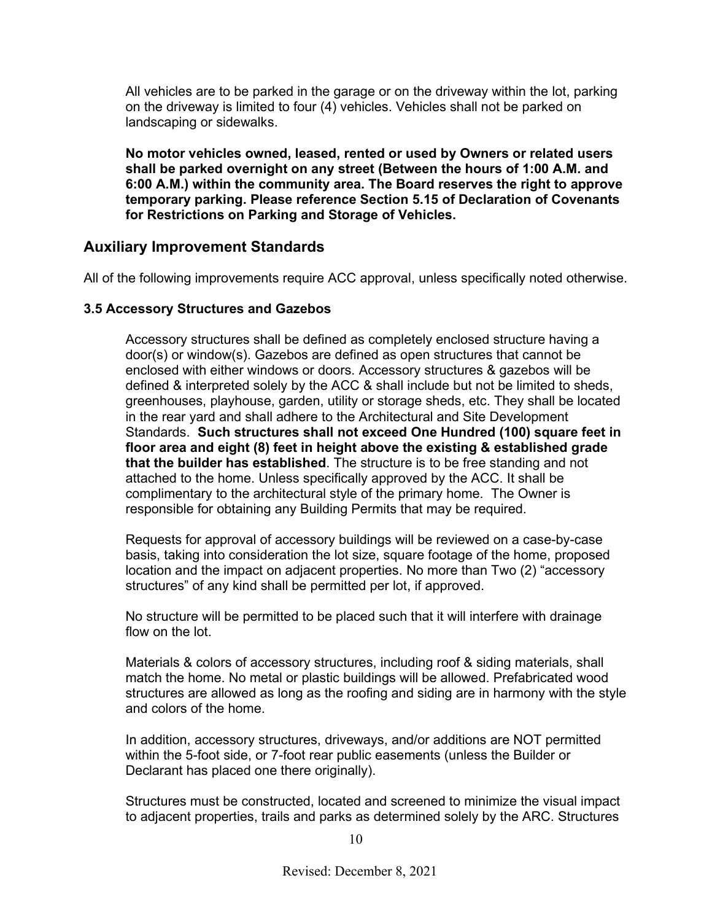All vehicles are to be parked in the garage or on the driveway within the lot, parking on the driveway is limited to four (4) vehicles. Vehicles shall not be parked on landscaping or sidewalks.

**No motor vehicles owned, leased, rented or used by Owners or related users shall be parked overnight on any street (Between the hours of 1:00 A.M. and 6:00 A.M.) within the community area. The Board reserves the right to approve temporary parking. Please reference Section 5.15 of Declaration of Covenants for Restrictions on Parking and Storage of Vehicles.**

## Auxiliary Improvement Standards

All of the following improvements require ACC approval, unless specifically noted otherwise.

### 3.5 Accessory Structures and Gazebos

Accessory structures shall be defined as completely enclosed structure having a door(s) or window(s). Gazebos are defined as open structures that cannot be enclosed with either windows or doors. Accessory structures & gazebos will be defined & interpreted solely by the ACC & shall include but not be limited to sheds, greenhouses, playhouse, garden, utility or storage sheds, etc. They shall be located in the rear yard and shall adhere to the Architectural and Site Development Standards. **Such structures shall not exceed One Hundred (100) square feet in floor area and eight (8) feet in height above the existing & established grade that the builder has established**. The structure is to be free standing and not attached to the home. Unless specifically approved by the ACC. It shall be complimentary to the architectural style of the primary home. The Owner is responsible for obtaining any Building Permits that may be required.

Requests for approval of accessory buildings will be reviewed on a case-by-case basis, taking into consideration the lot size, square footage of the home, proposed location and the impact on adjacent properties. No more than Two (2) "accessory structures" of any kind shall be permitted per lot, if approved.

No structure will be permitted to be placed such that it will interfere with drainage flow on the lot.

Materials & colors of accessory structures, including roof & siding materials, shall match the home. No metal or plastic buildings will be allowed. Prefabricated wood structures are allowed as long as the roofing and siding are in harmony with the style and colors of the home.

In addition, accessory structures, driveways, and/or additions are NOT permitted within the 5-foot side, or 7-foot rear public easements (unless the Builder or Declarant has placed one there originally).

Structures must be constructed, located and screened to minimize the visual impact to adjacent properties, trails and parks as determined solely by the ARC. Structures

Revised: December 8, 2021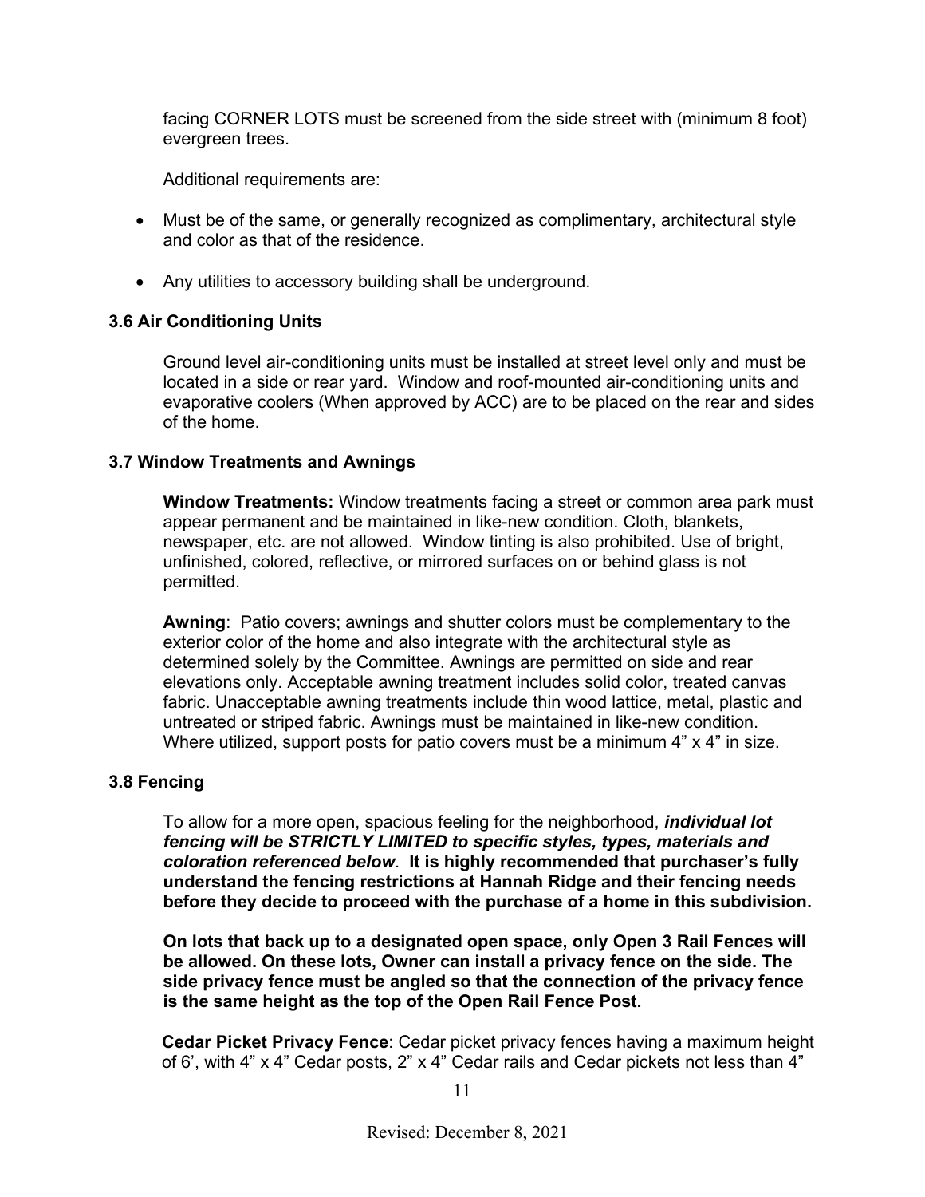facing CORNER LOTS must be screened from the side street with (minimum 8 foot) evergreen trees.

Additional requirements are:

- Must be of the same, or generally recognized as complimentary, architectural style and color as that of the residence.
- Any utilities to accessory building shall be underground.

### 3.6 Air Conditioning Units

Ground level air-conditioning units must be installed at street level only and must be located in a side or rear yard. Window and roof-mounted air-conditioning units and evaporative coolers (When approved by ACC) are to be placed on the rear and sides of the home.

### 3.7 Window Treatments and Awnings

**Window Treatments:** Window treatments facing a street or common area park must appear permanent and be maintained in like-new condition. Cloth, blankets, newspaper, etc. are not allowed. Window tinting is also prohibited. Use of bright, unfinished, colored, reflective, or mirrored surfaces on or behind glass is not permitted.

**Awning**: Patio covers; awnings and shutter colors must be complementary to the exterior color of the home and also integrate with the architectural style as determined solely by the Committee. Awnings are permitted on side and rear elevations only. Acceptable awning treatment includes solid color, treated canvas fabric. Unacceptable awning treatments include thin wood lattice, metal, plastic and untreated or striped fabric. Awnings must be maintained in like-new condition. Where utilized, support posts for patio covers must be a minimum 4" x 4" in size.

### 3.8 Fencing

To allow for a more open, spacious feeling for the neighborhood, ***individual lot fencing will be STRICTLY LIMITED to specific styles, types, materials and coloration referenced below***. **It is highly recommended that purchaser's fully understand the fencing restrictions at Hannah Ridge and their fencing needs before they decide to proceed with the purchase of a home in this subdivision.**

**On lots that back up to a designated open space, only Open 3 Rail Fences will be allowed. On these lots, Owner can install a privacy fence on the side. The side privacy fence must be angled so that the connection of the privacy fence is the same height as the top of the Open Rail Fence Post.**

**Cedar Picket Privacy Fence**: Cedar picket privacy fences having a maximum height of 6', with 4" x 4" Cedar posts, 2" x 4" Cedar rails and Cedar pickets not less than 4"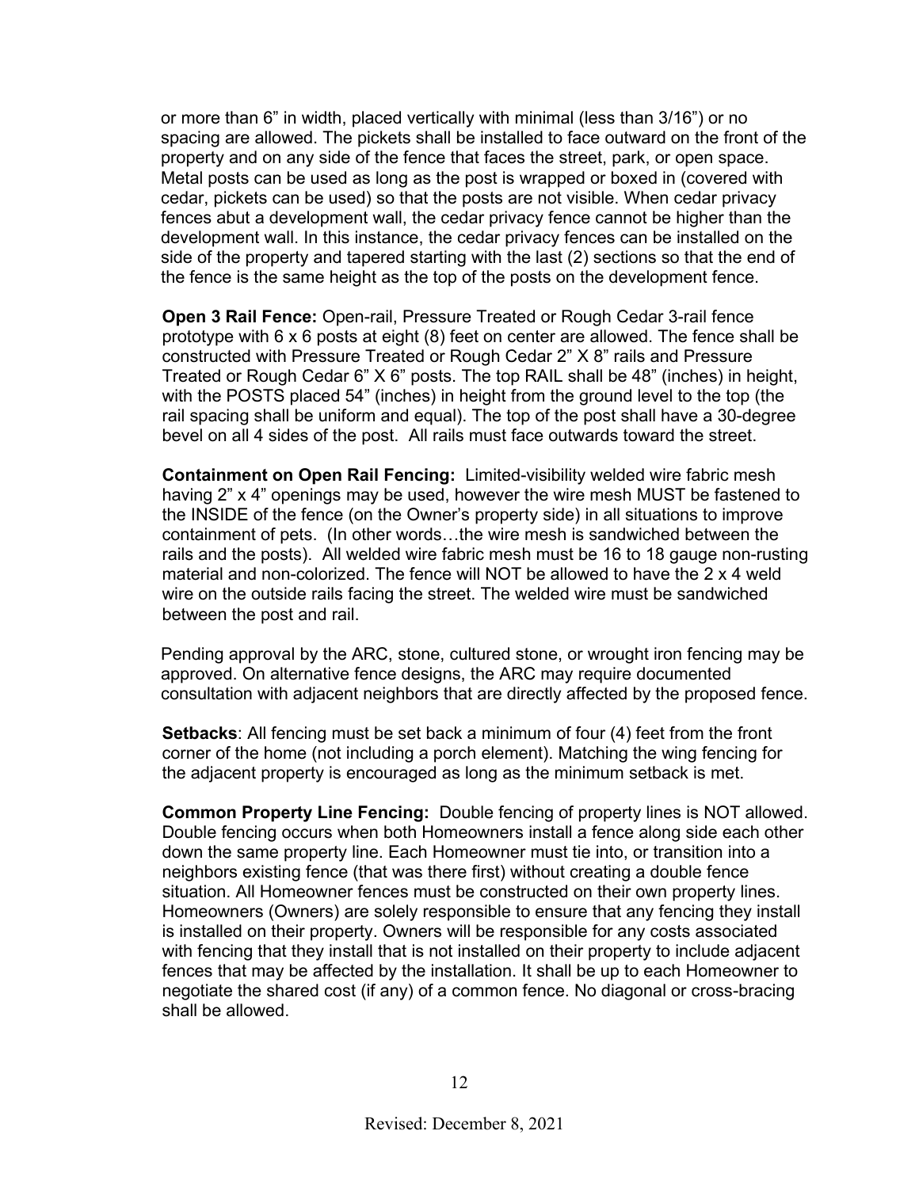or more than 6" in width, placed vertically with minimal (less than 3/16") or no spacing are allowed. The pickets shall be installed to face outward on the front of the property and on any side of the fence that faces the street, park, or open space. Metal posts can be used as long as the post is wrapped or boxed in (covered with cedar, pickets can be used) so that the posts are not visible. When cedar privacy fences abut a development wall, the cedar privacy fence cannot be higher than the development wall. In this instance, the cedar privacy fences can be installed on the side of the property and tapered starting with the last (2) sections so that the end of the fence is the same height as the top of the posts on the development fence.

**Open 3 Rail Fence:** Open-rail, Pressure Treated or Rough Cedar 3-rail fence prototype with 6 x 6 posts at eight (8) feet on center are allowed. The fence shall be constructed with Pressure Treated or Rough Cedar 2" X 8" rails and Pressure Treated or Rough Cedar 6" X 6" posts. The top RAIL shall be 48" (inches) in height, with the POSTS placed 54" (inches) in height from the ground level to the top (the rail spacing shall be uniform and equal). The top of the post shall have a 30-degree bevel on all 4 sides of the post. All rails must face outwards toward the street.

**Containment on Open Rail Fencing:** Limited-visibility welded wire fabric mesh having 2" x 4" openings may be used, however the wire mesh MUST be fastened to the INSIDE of the fence (on the Owner's property side) in all situations to improve containment of pets. (In other words…the wire mesh is sandwiched between the rails and the posts). All welded wire fabric mesh must be 16 to 18 gauge non-rusting material and non-colorized. The fence will NOT be allowed to have the 2 x 4 weld wire on the outside rails facing the street. The welded wire must be sandwiched between the post and rail.

Pending approval by the ARC, stone, cultured stone, or wrought iron fencing may be approved. On alternative fence designs, the ARC may require documented consultation with adjacent neighbors that are directly affected by the proposed fence.

**Setbacks**: All fencing must be set back a minimum of four (4) feet from the front corner of the home (not including a porch element). Matching the wing fencing for the adjacent property is encouraged as long as the minimum setback is met.

**Common Property Line Fencing:** Double fencing of property lines is NOT allowed. Double fencing occurs when both Homeowners install a fence along side each other down the same property line. Each Homeowner must tie into, or transition into a neighbors existing fence (that was there first) without creating a double fence situation. All Homeowner fences must be constructed on their own property lines. Homeowners (Owners) are solely responsible to ensure that any fencing they install is installed on their property. Owners will be responsible for any costs associated with fencing that they install that is not installed on their property to include adjacent fences that may be affected by the installation. It shall be up to each Homeowner to negotiate the shared cost (if any) of a common fence. No diagonal or cross-bracing shall be allowed.

Revised: December 8, 2021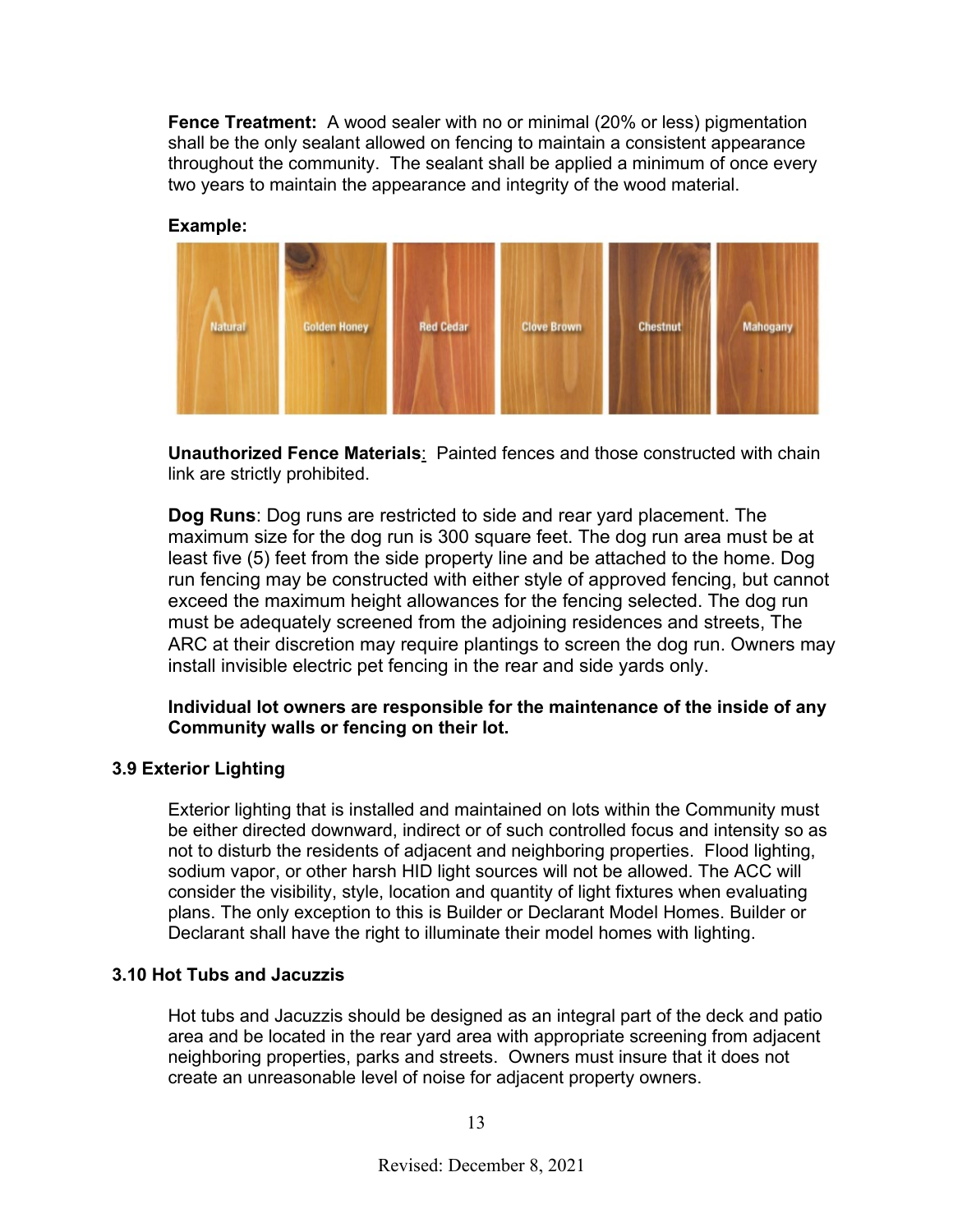**Fence Treatment:** A wood sealer with no or minimal (20% or less) pigmentation shall be the only sealant allowed on fencing to maintain a consistent appearance throughout the community. The sealant shall be applied a minimum of once every two years to maintain the appearance and integrity of the wood material.

**Example:**

**Unauthorized Fence Materials**: Painted fences and those constructed with chain link are strictly prohibited.

**Dog Runs**: Dog runs are restricted to side and rear yard placement. The maximum size for the dog run is 300 square feet. The dog run area must be at least five (5) feet from the side property line and be attached to the home. Dog run fencing may be constructed with either style of approved fencing, but cannot exceed the maximum height allowances for the fencing selected. The dog run must be adequately screened from the adjoining residences and streets, The ARC at their discretion may require plantings to screen the dog run. Owners may install invisible electric pet fencing in the rear and side yards only.

**Individual lot owners are responsible for the maintenance of the inside of any Community walls or fencing on their lot.**

### 3.9 Exterior Lighting

Exterior lighting that is installed and maintained on lots within the Community must be either directed downward, indirect or of such controlled focus and intensity so as not to disturb the residents of adjacent and neighboring properties. Flood lighting, sodium vapor, or other harsh HID light sources will not be allowed. The ACC will consider the visibility, style, location and quantity of light fixtures when evaluating plans. The only exception to this is Builder or Declarant Model Homes. Builder or Declarant shall have the right to illuminate their model homes with lighting.

### 3.10 Hot Tubs and Jacuzzis

Hot tubs and Jacuzzis should be designed as an integral part of the deck and patio area and be located in the rear yard area with appropriate screening from adjacent neighboring properties, parks and streets. Owners must insure that it does not create an unreasonable level of noise for adjacent property owners.

Revised: December 8, 2021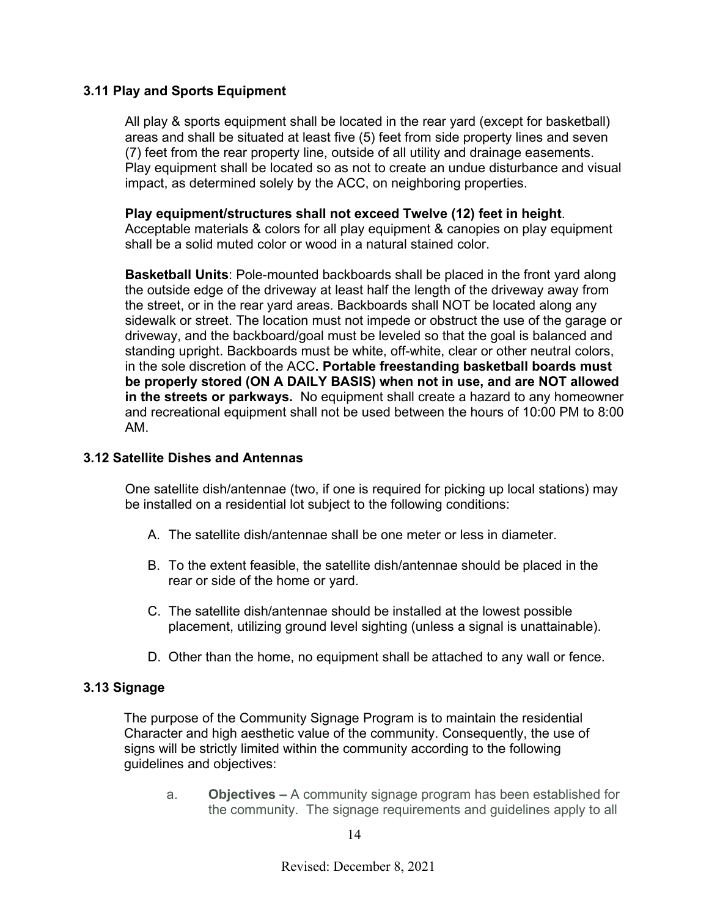### 3.11 Play and Sports Equipment

All play & sports equipment shall be located in the rear yard (except for basketball) areas and shall be situated at least five (5) feet from side property lines and seven (7) feet from the rear property line, outside of all utility and drainage easements. Play equipment shall be located so as not to create an undue disturbance and visual impact, as determined solely by the ACC, on neighboring properties.

**Play equipment/structures shall not exceed Twelve (12) feet in height**. Acceptable materials & colors for all play equipment & canopies on play equipment shall be a solid muted color or wood in a natural stained color.

**Basketball Units**: Pole-mounted backboards shall be placed in the front yard along the outside edge of the driveway at least half the length of the driveway away from the street, or in the rear yard areas. Backboards shall NOT be located along any sidewalk or street. The location must not impede or obstruct the use of the garage or driveway, and the backboard/goal must be leveled so that the goal is balanced and standing upright. Backboards must be white, off-white, clear or other neutral colors, in the sole discretion of the ACC**. Portable freestanding basketball boards must be properly stored (ON A DAILY BASIS) when not in use, and are NOT allowed in the streets or parkways.** No equipment shall create a hazard to any homeowner and recreational equipment shall not be used between the hours of 10:00 PM to 8:00 AM.

### 3.12 Satellite Dishes and Antennas

One satellite dish/antennae (two, if one is required for picking up local stations) may be installed on a residential lot subject to the following conditions:

A. The satellite dish/antennae shall be one meter or less in diameter.

B. To the extent feasible, the satellite dish/antennae should be placed in the rear or side of the home or yard.

C. The satellite dish/antennae should be installed at the lowest possible placement, utilizing ground level sighting (unless a signal is unattainable).

D. Other than the home, no equipment shall be attached to any wall or fence.

### 3.13 Signage

The purpose of the Community Signage Program is to maintain the residential Character and high aesthetic value of the community. Consequently, the use of signs will be strictly limited within the community according to the following guidelines and objectives:

a. **Objectives –** A community signage program has been established for the community. The signage requirements and guidelines apply to all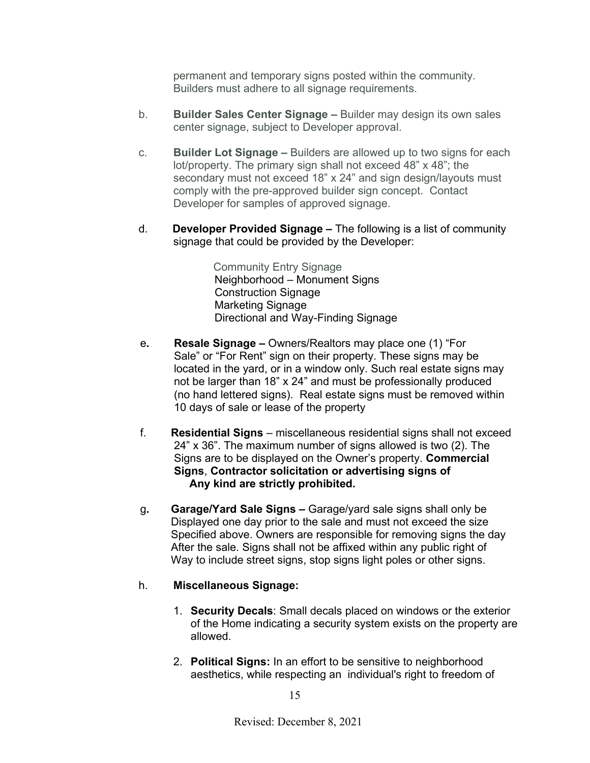permanent and temporary signs posted within the community. Builders must adhere to all signage requirements.

b. **Builder Sales Center Signage –** Builder may design its own sales center signage, subject to Developer approval.

c. **Builder Lot Signage –** Builders are allowed up to two signs for each lot/property. The primary sign shall not exceed 48" x 48"; the secondary must not exceed 18" x 24" and sign design/layouts must comply with the pre-approved builder sign concept. Contact Developer for samples of approved signage.

d. **Developer Provided Signage –** The following is a list of community signage that could be provided by the Developer:

   Community Entry Signage
   Neighborhood – Monument Signs
   Construction Signage
   Marketing Signage
   Directional and Way-Finding Signage

e. **Resale Signage –** Owners/Realtors may place one (1) "For Sale" or "For Rent" sign on their property. These signs may be located in the yard, or in a window only. Such real estate signs may not be larger than 18" x 24" and must be professionally produced (no hand lettered signs). Real estate signs must be removed within 10 days of sale or lease of the property

f. **Residential Signs** – miscellaneous residential signs shall not exceed 24" x 36". The maximum number of signs allowed is two (2). The Signs are to be displayed on the Owner's property. **Commercial Signs**, **Contractor solicitation or advertising signs of Any kind are strictly prohibited.**

g. **Garage/Yard Sale Signs –** Garage/yard sale signs shall only be Displayed one day prior to the sale and must not exceed the size Specified above. Owners are responsible for removing signs the day After the sale. Signs shall not be affixed within any public right of Way to include street signs, stop signs light poles or other signs.

h. **Miscellaneous Signage:**

   1. **Security Decals**: Small decals placed on windows or the exterior of the Home indicating a security system exists on the property are allowed.

   2. **Political Signs:** In an effort to be sensitive to neighborhood aesthetics, while respecting an individual's right to freedom of

Revised: December 8, 2021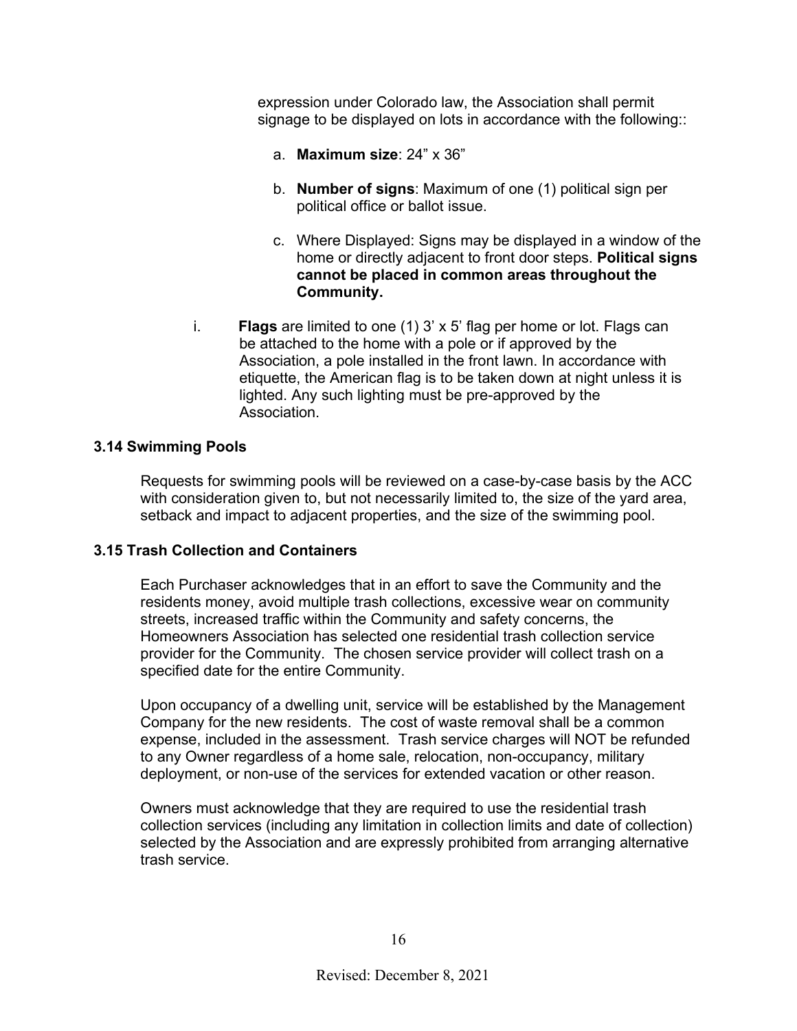expression under Colorado law, the Association shall permit signage to be displayed on lots in accordance with the following::

a. **Maximum size**: 24" x 36"

b. **Number of signs**: Maximum of one (1) political sign per political office or ballot issue.

c. Where Displayed: Signs may be displayed in a window of the home or directly adjacent to front door steps. **Political signs cannot be placed in common areas throughout the Community.**

i. **Flags** are limited to one (1) 3' x 5' flag per home or lot. Flags can be attached to the home with a pole or if approved by the Association, a pole installed in the front lawn. In accordance with etiquette, the American flag is to be taken down at night unless it is lighted. Any such lighting must be pre-approved by the Association.

### 3.14 Swimming Pools

Requests for swimming pools will be reviewed on a case-by-case basis by the ACC with consideration given to, but not necessarily limited to, the size of the yard area, setback and impact to adjacent properties, and the size of the swimming pool.

### 3.15 Trash Collection and Containers

Each Purchaser acknowledges that in an effort to save the Community and the residents money, avoid multiple trash collections, excessive wear on community streets, increased traffic within the Community and safety concerns, the Homeowners Association has selected one residential trash collection service provider for the Community. The chosen service provider will collect trash on a specified date for the entire Community.

Upon occupancy of a dwelling unit, service will be established by the Management Company for the new residents. The cost of waste removal shall be a common expense, included in the assessment. Trash service charges will NOT be refunded to any Owner regardless of a home sale, relocation, non-occupancy, military deployment, or non-use of the services for extended vacation or other reason.

Owners must acknowledge that they are required to use the residential trash collection services (including any limitation in collection limits and date of collection) selected by the Association and are expressly prohibited from arranging alternative trash service.

Revised: December 8, 2021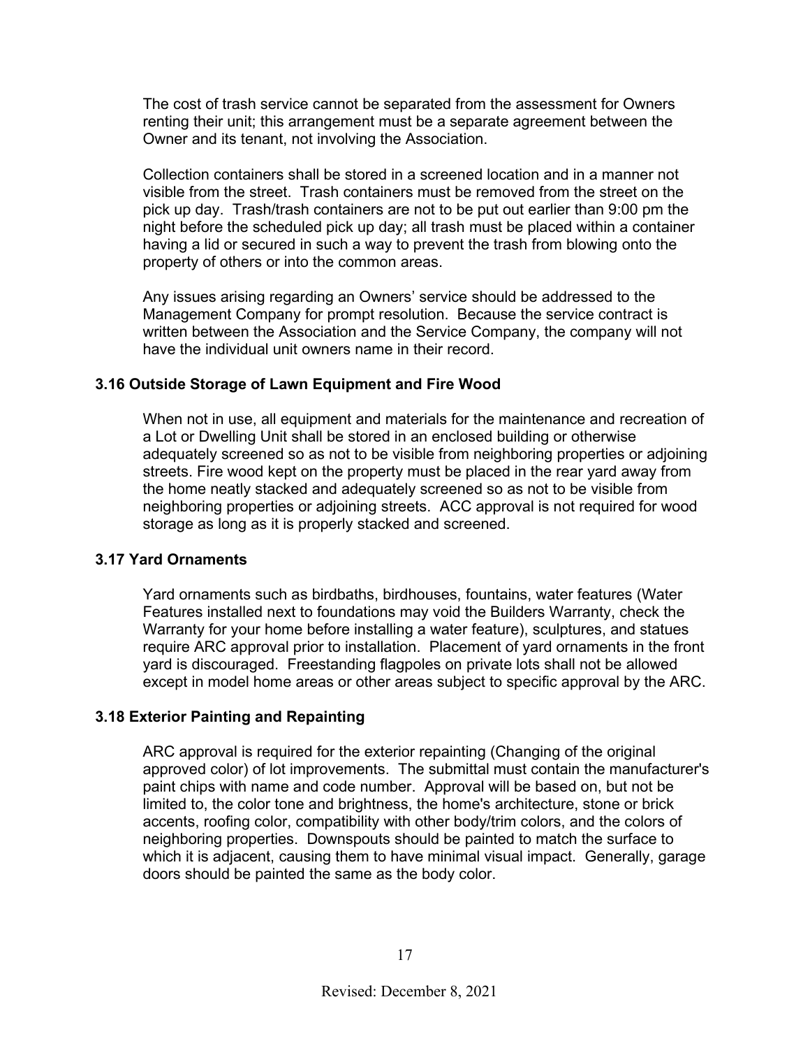The cost of trash service cannot be separated from the assessment for Owners renting their unit; this arrangement must be a separate agreement between the Owner and its tenant, not involving the Association.

Collection containers shall be stored in a screened location and in a manner not visible from the street. Trash containers must be removed from the street on the pick up day. Trash/trash containers are not to be put out earlier than 9:00 pm the night before the scheduled pick up day; all trash must be placed within a container having a lid or secured in such a way to prevent the trash from blowing onto the property of others or into the common areas.

Any issues arising regarding an Owners' service should be addressed to the Management Company for prompt resolution. Because the service contract is written between the Association and the Service Company, the company will not have the individual unit owners name in their record.

### 3.16 Outside Storage of Lawn Equipment and Fire Wood

When not in use, all equipment and materials for the maintenance and recreation of a Lot or Dwelling Unit shall be stored in an enclosed building or otherwise adequately screened so as not to be visible from neighboring properties or adjoining streets. Fire wood kept on the property must be placed in the rear yard away from the home neatly stacked and adequately screened so as not to be visible from neighboring properties or adjoining streets. ACC approval is not required for wood storage as long as it is properly stacked and screened.

### 3.17 Yard Ornaments

Yard ornaments such as birdbaths, birdhouses, fountains, water features (Water Features installed next to foundations may void the Builders Warranty, check the Warranty for your home before installing a water feature), sculptures, and statues require ARC approval prior to installation. Placement of yard ornaments in the front yard is discouraged. Freestanding flagpoles on private lots shall not be allowed except in model home areas or other areas subject to specific approval by the ARC.

### 3.18 Exterior Painting and Repainting

ARC approval is required for the exterior repainting (Changing of the original approved color) of lot improvements. The submittal must contain the manufacturer's paint chips with name and code number. Approval will be based on, but not be limited to, the color tone and brightness, the home's architecture, stone or brick accents, roofing color, compatibility with other body/trim colors, and the colors of neighboring properties. Downspouts should be painted to match the surface to which it is adjacent, causing them to have minimal visual impact. Generally, garage doors should be painted the same as the body color.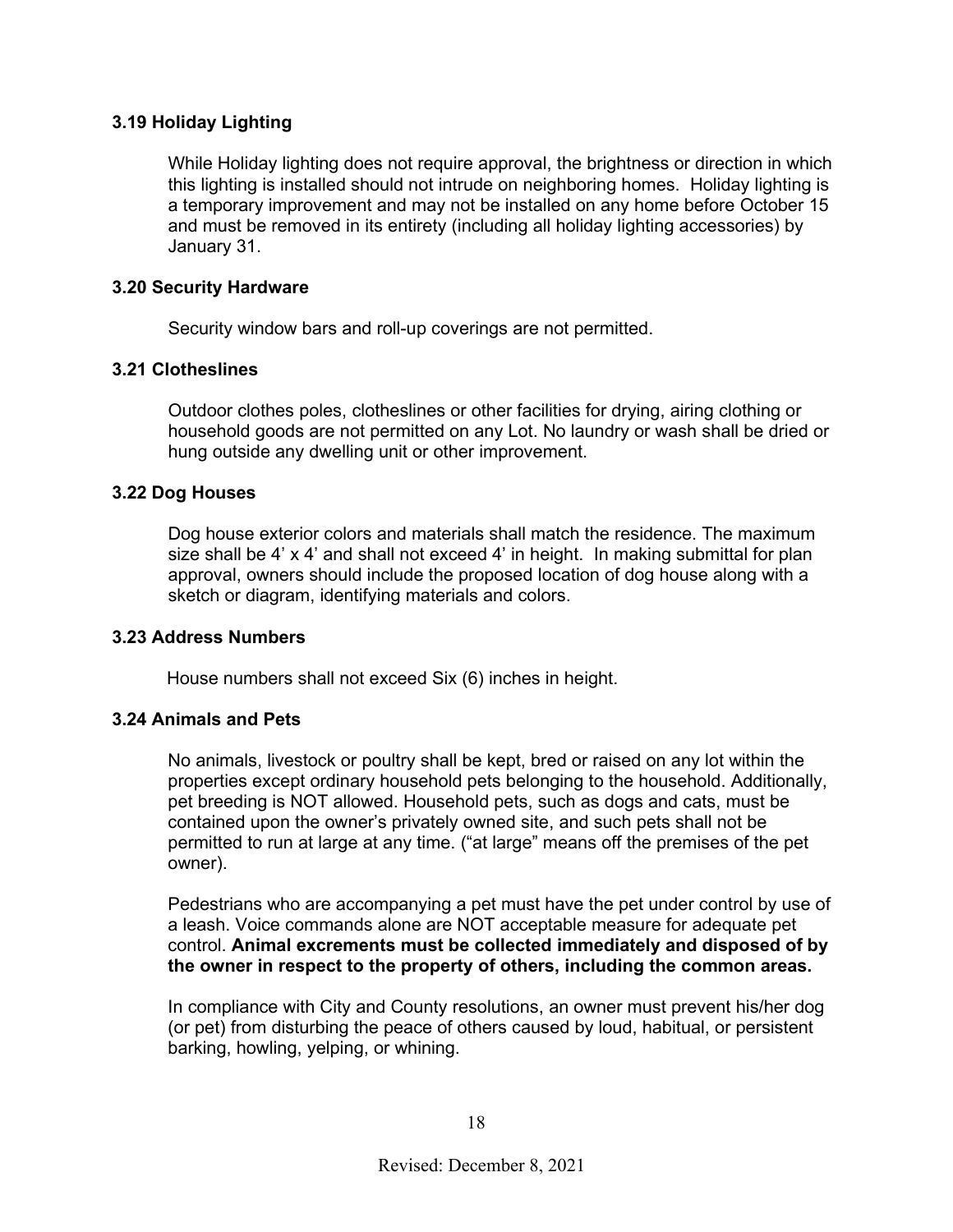### 3.19 Holiday Lighting

While Holiday lighting does not require approval, the brightness or direction in which this lighting is installed should not intrude on neighboring homes. Holiday lighting is a temporary improvement and may not be installed on any home before October 15 and must be removed in its entirety (including all holiday lighting accessories) by January 31.

### 3.20 Security Hardware

Security window bars and roll-up coverings are not permitted.

### 3.21 Clotheslines

Outdoor clothes poles, clotheslines or other facilities for drying, airing clothing or household goods are not permitted on any Lot. No laundry or wash shall be dried or hung outside any dwelling unit or other improvement.

### 3.22 Dog Houses

Dog house exterior colors and materials shall match the residence. The maximum size shall be 4' x 4' and shall not exceed 4' in height. In making submittal for plan approval, owners should include the proposed location of dog house along with a sketch or diagram, identifying materials and colors.

### 3.23 Address Numbers

House numbers shall not exceed Six (6) inches in height.

### 3.24 Animals and Pets

No animals, livestock or poultry shall be kept, bred or raised on any lot within the properties except ordinary household pets belonging to the household. Additionally, pet breeding is NOT allowed. Household pets, such as dogs and cats, must be contained upon the owner's privately owned site, and such pets shall not be permitted to run at large at any time. ("at large" means off the premises of the pet owner).

Pedestrians who are accompanying a pet must have the pet under control by use of a leash. Voice commands alone are NOT acceptable measure for adequate pet control. **Animal excrements must be collected immediately and disposed of by the owner in respect to the property of others, including the common areas.**

In compliance with City and County resolutions, an owner must prevent his/her dog (or pet) from disturbing the peace of others caused by loud, habitual, or persistent barking, howling, yelping, or whining.

Revised: December 8, 2021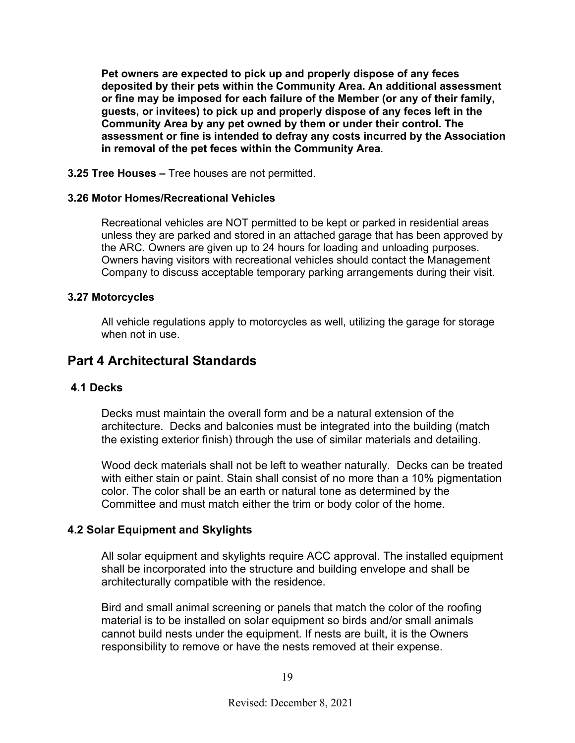**Pet owners are expected to pick up and properly dispose of any feces deposited by their pets within the Community Area. An additional assessment or fine may be imposed for each failure of the Member (or any of their family, guests, or invitees) to pick up and properly dispose of any feces left in the Community Area by any pet owned by them or under their control. The assessment or fine is intended to defray any costs incurred by the Association in removal of the pet feces within the Community Area**.

**3.25 Tree Houses –** Tree houses are not permitted.

### 3.26 Motor Homes/Recreational Vehicles

Recreational vehicles are NOT permitted to be kept or parked in residential areas unless they are parked and stored in an attached garage that has been approved by the ARC. Owners are given up to 24 hours for loading and unloading purposes. Owners having visitors with recreational vehicles should contact the Management Company to discuss acceptable temporary parking arrangements during their visit.

### 3.27 Motorcycles

All vehicle regulations apply to motorcycles as well, utilizing the garage for storage when not in use.

## Part 4 Architectural Standards

### 4.1 Decks

Decks must maintain the overall form and be a natural extension of the architecture. Decks and balconies must be integrated into the building (match the existing exterior finish) through the use of similar materials and detailing.

Wood deck materials shall not be left to weather naturally. Decks can be treated with either stain or paint. Stain shall consist of no more than a 10% pigmentation color. The color shall be an earth or natural tone as determined by the Committee and must match either the trim or body color of the home.

### 4.2 Solar Equipment and Skylights

All solar equipment and skylights require ACC approval. The installed equipment shall be incorporated into the structure and building envelope and shall be architecturally compatible with the residence.

Bird and small animal screening or panels that match the color of the roofing material is to be installed on solar equipment so birds and/or small animals cannot build nests under the equipment. If nests are built, it is the Owners responsibility to remove or have the nests removed at their expense.

Revised: December 8, 2021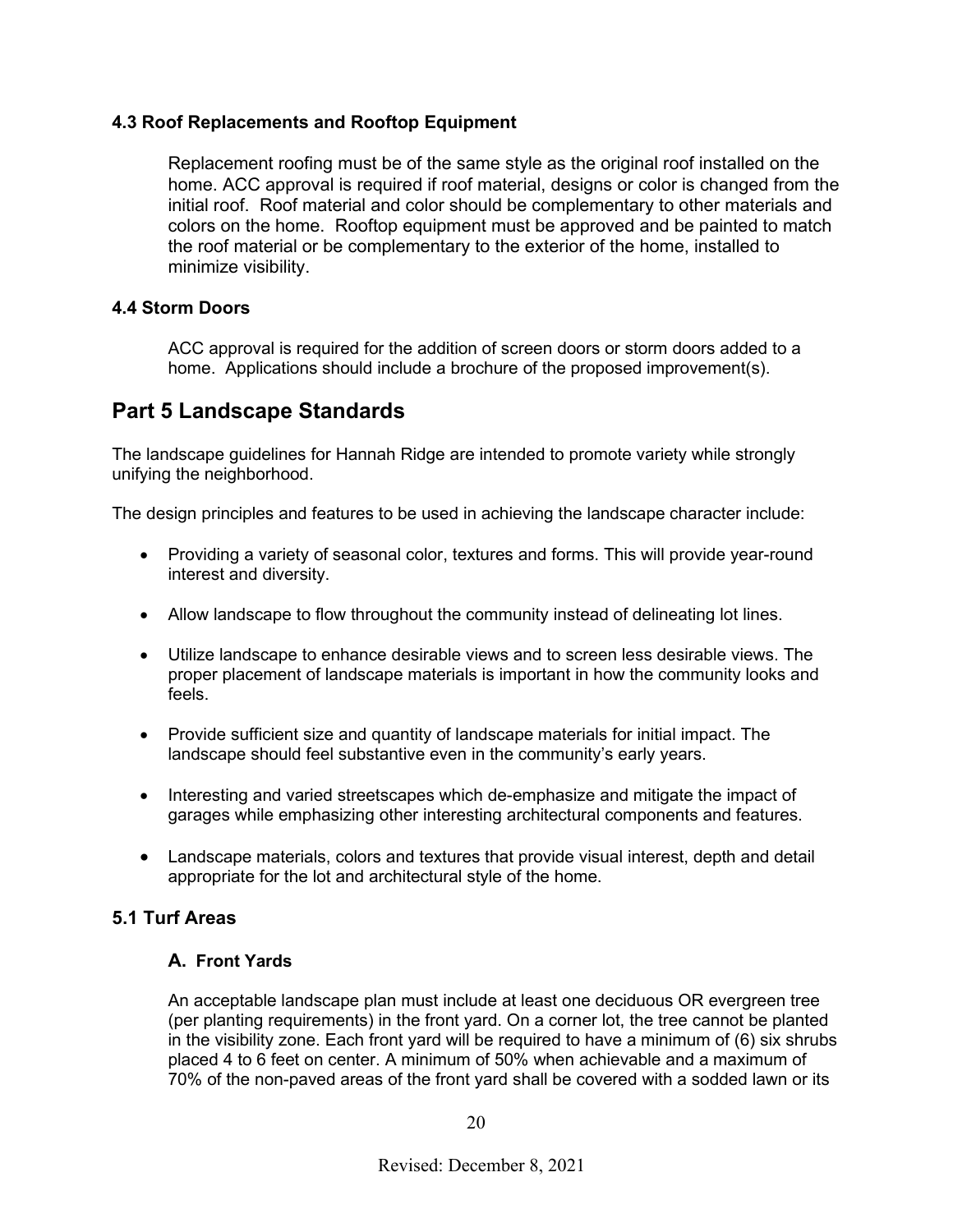### 4.3 Roof Replacements and Rooftop Equipment

Replacement roofing must be of the same style as the original roof installed on the home. ACC approval is required if roof material, designs or color is changed from the initial roof. Roof material and color should be complementary to other materials and colors on the home. Rooftop equipment must be approved and be painted to match the roof material or be complementary to the exterior of the home, installed to minimize visibility.

### 4.4 Storm Doors

ACC approval is required for the addition of screen doors or storm doors added to a home. Applications should include a brochure of the proposed improvement(s).

## Part 5 Landscape Standards

The landscape guidelines for Hannah Ridge are intended to promote variety while strongly unifying the neighborhood.

The design principles and features to be used in achieving the landscape character include:

- Providing a variety of seasonal color, textures and forms. This will provide year-round interest and diversity.
- Allow landscape to flow throughout the community instead of delineating lot lines.
- Utilize landscape to enhance desirable views and to screen less desirable views. The proper placement of landscape materials is important in how the community looks and feels.
- Provide sufficient size and quantity of landscape materials for initial impact. The landscape should feel substantive even in the community's early years.
- Interesting and varied streetscapes which de-emphasize and mitigate the impact of garages while emphasizing other interesting architectural components and features.
- Landscape materials, colors and textures that provide visual interest, depth and detail appropriate for the lot and architectural style of the home.

### 5.1 Turf Areas

#### A. Front Yards

An acceptable landscape plan must include at least one deciduous OR evergreen tree (per planting requirements) in the front yard. On a corner lot, the tree cannot be planted in the visibility zone. Each front yard will be required to have a minimum of (6) six shrubs placed 4 to 6 feet on center. A minimum of 50% when achievable and a maximum of 70% of the non-paved areas of the front yard shall be covered with a sodded lawn or its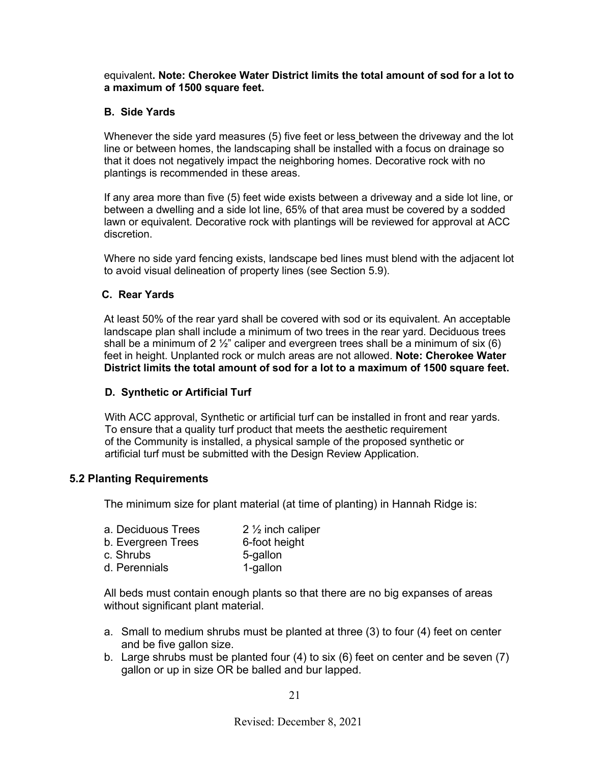equivalent**. Note: Cherokee Water District limits the total amount of sod for a lot to a maximum of 1500 square feet.**

### B. Side Yards

Whenever the side yard measures (5) five feet or less between the driveway and the lot line or between homes, the landscaping shall be installed with a focus on drainage so that it does not negatively impact the neighboring homes. Decorative rock with no plantings is recommended in these areas.

If any area more than five (5) feet wide exists between a driveway and a side lot line, or between a dwelling and a side lot line, 65% of that area must be covered by a sodded lawn or equivalent. Decorative rock with plantings will be reviewed for approval at ACC discretion.

Where no side yard fencing exists, landscape bed lines must blend with the adjacent lot to avoid visual delineation of property lines (see Section 5.9).

### C. Rear Yards

At least 50% of the rear yard shall be covered with sod or its equivalent. An acceptable landscape plan shall include a minimum of two trees in the rear yard. Deciduous trees shall be a minimum of 2 ½" caliper and evergreen trees shall be a minimum of six (6) feet in height. Unplanted rock or mulch areas are not allowed. **Note: Cherokee Water District limits the total amount of sod for a lot to a maximum of 1500 square feet.**

### D. Synthetic or Artificial Turf

With ACC approval, Synthetic or artificial turf can be installed in front and rear yards. To ensure that a quality turf product that meets the aesthetic requirement of the Community is installed, a physical sample of the proposed synthetic or artificial turf must be submitted with the Design Review Application.

## 5.2 Planting Requirements

The minimum size for plant material (at time of planting) in Hannah Ridge is:

| | |
|---|---|
| a. Deciduous Trees | 2 ½ inch caliper |
| b. Evergreen Trees | 6-foot height |
| c. Shrubs | 5-gallon |
| d. Perennials | 1-gallon |

All beds must contain enough plants so that there are no big expanses of areas without significant plant material.

a. Small to medium shrubs must be planted at three (3) to four (4) feet on center and be five gallon size.
b. Large shrubs must be planted four (4) to six (6) feet on center and be seven (7) gallon or up in size OR be balled and bur lapped.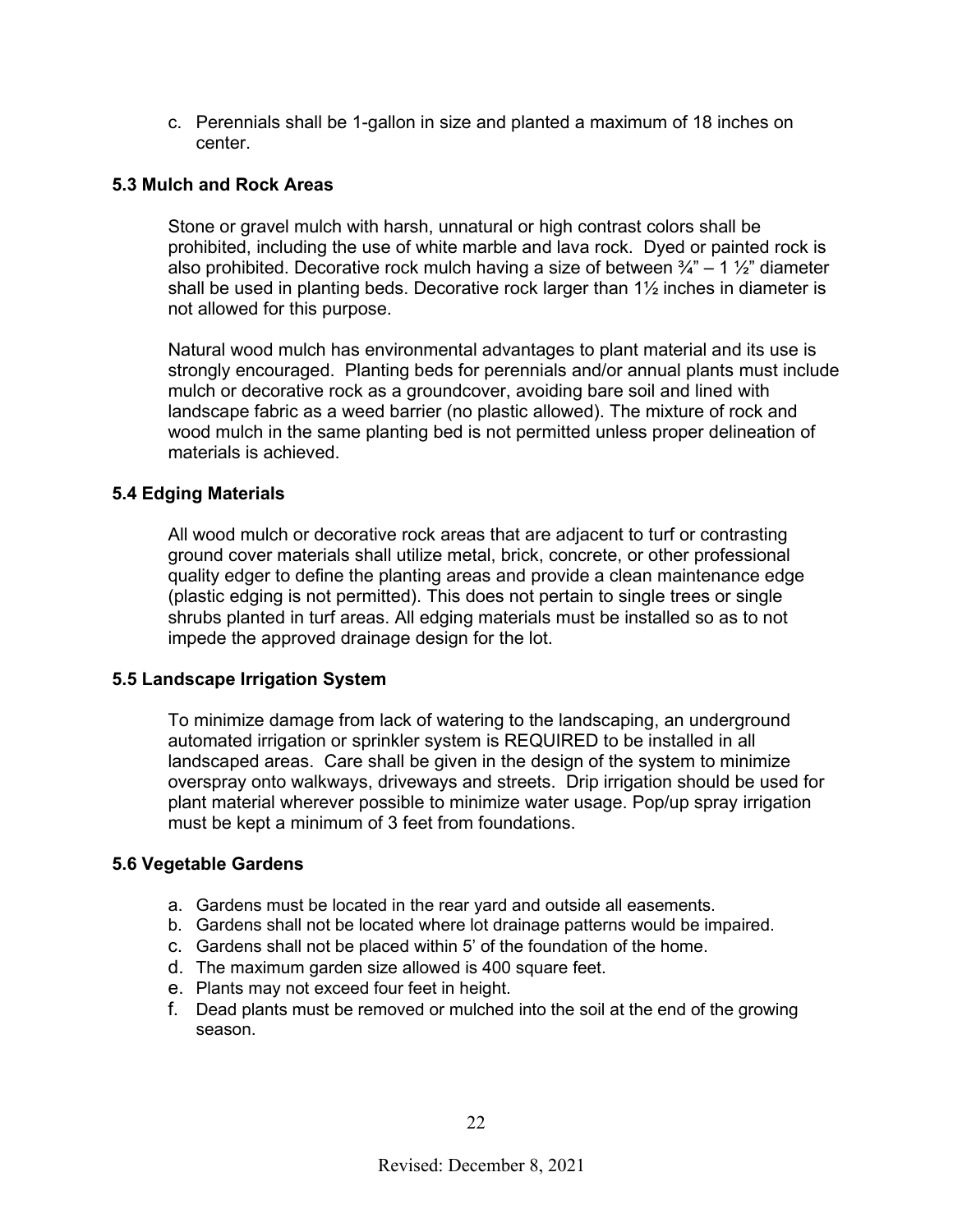c. Perennials shall be 1-gallon in size and planted a maximum of 18 inches on center.

### 5.3 Mulch and Rock Areas

Stone or gravel mulch with harsh, unnatural or high contrast colors shall be prohibited, including the use of white marble and lava rock. Dyed or painted rock is also prohibited. Decorative rock mulch having a size of between ¾" – 1 ½" diameter shall be used in planting beds. Decorative rock larger than 1½ inches in diameter is not allowed for this purpose.

Natural wood mulch has environmental advantages to plant material and its use is strongly encouraged. Planting beds for perennials and/or annual plants must include mulch or decorative rock as a groundcover, avoiding bare soil and lined with landscape fabric as a weed barrier (no plastic allowed). The mixture of rock and wood mulch in the same planting bed is not permitted unless proper delineation of materials is achieved.

### 5.4 Edging Materials

All wood mulch or decorative rock areas that are adjacent to turf or contrasting ground cover materials shall utilize metal, brick, concrete, or other professional quality edger to define the planting areas and provide a clean maintenance edge (plastic edging is not permitted). This does not pertain to single trees or single shrubs planted in turf areas. All edging materials must be installed so as to not impede the approved drainage design for the lot.

### 5.5 Landscape Irrigation System

To minimize damage from lack of watering to the landscaping, an underground automated irrigation or sprinkler system is REQUIRED to be installed in all landscaped areas. Care shall be given in the design of the system to minimize overspray onto walkways, driveways and streets. Drip irrigation should be used for plant material wherever possible to minimize water usage. Pop/up spray irrigation must be kept a minimum of 3 feet from foundations.

### 5.6 Vegetable Gardens

a. Gardens must be located in the rear yard and outside all easements.
b. Gardens shall not be located where lot drainage patterns would be impaired.
c. Gardens shall not be placed within 5' of the foundation of the home.
d. The maximum garden size allowed is 400 square feet.
e. Plants may not exceed four feet in height.
f. Dead plants must be removed or mulched into the soil at the end of the growing season.

Revised: December 8, 2021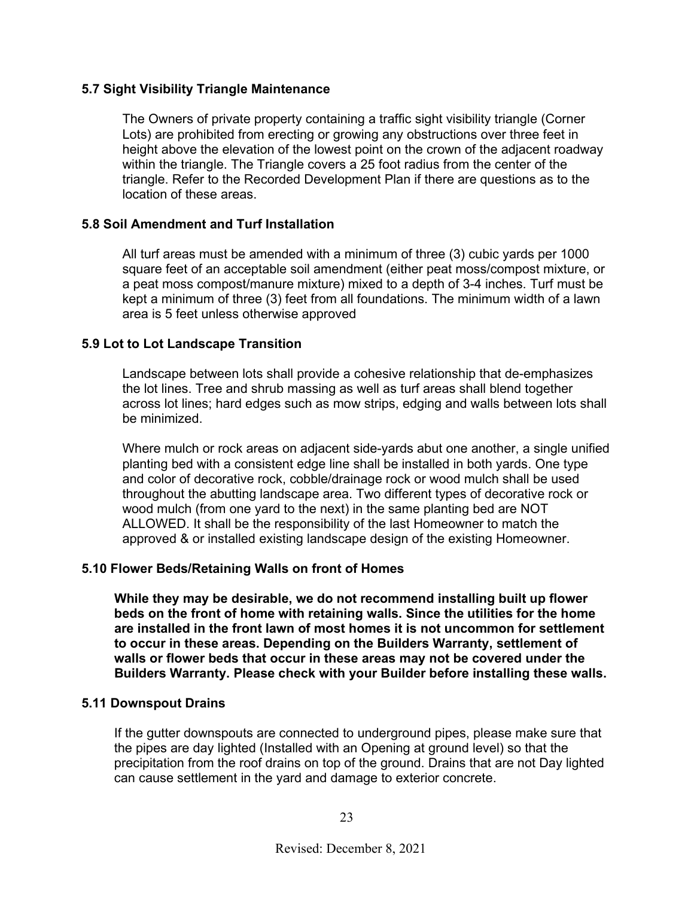### 5.7 Sight Visibility Triangle Maintenance

The Owners of private property containing a traffic sight visibility triangle (Corner Lots) are prohibited from erecting or growing any obstructions over three feet in height above the elevation of the lowest point on the crown of the adjacent roadway within the triangle. The Triangle covers a 25 foot radius from the center of the triangle. Refer to the Recorded Development Plan if there are questions as to the location of these areas.

### 5.8 Soil Amendment and Turf Installation

All turf areas must be amended with a minimum of three (3) cubic yards per 1000 square feet of an acceptable soil amendment (either peat moss/compost mixture, or a peat moss compost/manure mixture) mixed to a depth of 3-4 inches. Turf must be kept a minimum of three (3) feet from all foundations. The minimum width of a lawn area is 5 feet unless otherwise approved

### 5.9 Lot to Lot Landscape Transition

Landscape between lots shall provide a cohesive relationship that de-emphasizes the lot lines. Tree and shrub massing as well as turf areas shall blend together across lot lines; hard edges such as mow strips, edging and walls between lots shall be minimized.

Where mulch or rock areas on adjacent side-yards abut one another, a single unified planting bed with a consistent edge line shall be installed in both yards. One type and color of decorative rock, cobble/drainage rock or wood mulch shall be used throughout the abutting landscape area. Two different types of decorative rock or wood mulch (from one yard to the next) in the same planting bed are NOT ALLOWED. It shall be the responsibility of the last Homeowner to match the approved & or installed existing landscape design of the existing Homeowner.

### 5.10 Flower Beds/Retaining Walls on front of Homes

**While they may be desirable, we do not recommend installing built up flower beds on the front of home with retaining walls. Since the utilities for the home are installed in the front lawn of most homes it is not uncommon for settlement to occur in these areas. Depending on the Builders Warranty, settlement of walls or flower beds that occur in these areas may not be covered under the Builders Warranty. Please check with your Builder before installing these walls.**

### 5.11 Downspout Drains

If the gutter downspouts are connected to underground pipes, please make sure that the pipes are day lighted (Installed with an Opening at ground level) so that the precipitation from the roof drains on top of the ground. Drains that are not Day lighted can cause settlement in the yard and damage to exterior concrete.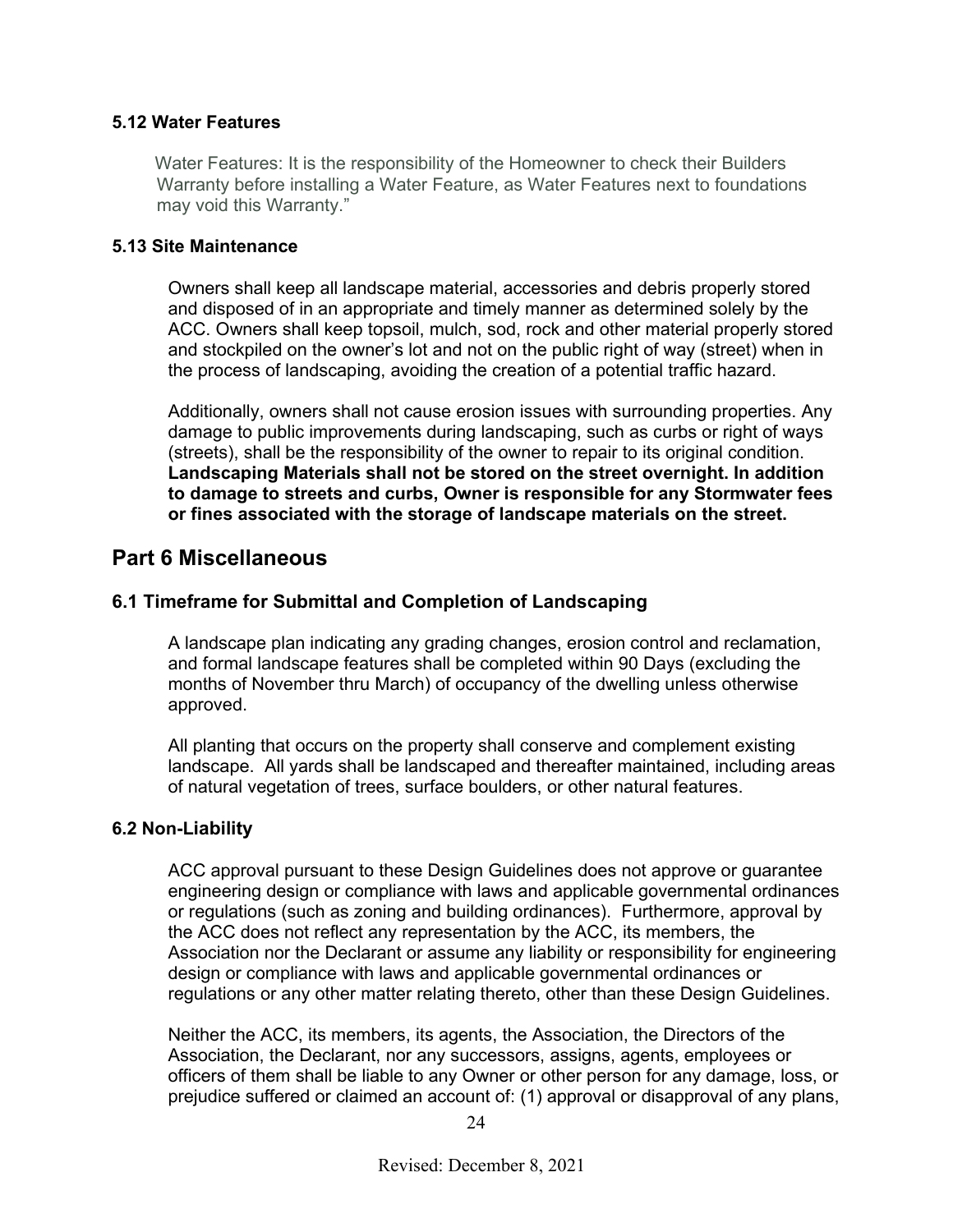### 5.12 Water Features

Water Features: It is the responsibility of the Homeowner to check their Builders Warranty before installing a Water Feature, as Water Features next to foundations may void this Warranty."

### 5.13 Site Maintenance

Owners shall keep all landscape material, accessories and debris properly stored and disposed of in an appropriate and timely manner as determined solely by the ACC. Owners shall keep topsoil, mulch, sod, rock and other material properly stored and stockpiled on the owner's lot and not on the public right of way (street) when in the process of landscaping, avoiding the creation of a potential traffic hazard.

Additionally, owners shall not cause erosion issues with surrounding properties. Any damage to public improvements during landscaping, such as curbs or right of ways (streets), shall be the responsibility of the owner to repair to its original condition. **Landscaping Materials shall not be stored on the street overnight. In addition to damage to streets and curbs, Owner is responsible for any Stormwater fees or fines associated with the storage of landscape materials on the street.**

## Part 6 Miscellaneous

### 6.1 Timeframe for Submittal and Completion of Landscaping

A landscape plan indicating any grading changes, erosion control and reclamation, and formal landscape features shall be completed within 90 Days (excluding the months of November thru March) of occupancy of the dwelling unless otherwise approved.

All planting that occurs on the property shall conserve and complement existing landscape. All yards shall be landscaped and thereafter maintained, including areas of natural vegetation of trees, surface boulders, or other natural features.

### 6.2 Non-Liability

ACC approval pursuant to these Design Guidelines does not approve or guarantee engineering design or compliance with laws and applicable governmental ordinances or regulations (such as zoning and building ordinances). Furthermore, approval by the ACC does not reflect any representation by the ACC, its members, the Association nor the Declarant or assume any liability or responsibility for engineering design or compliance with laws and applicable governmental ordinances or regulations or any other matter relating thereto, other than these Design Guidelines.

Neither the ACC, its members, its agents, the Association, the Directors of the Association, the Declarant, nor any successors, assigns, agents, employees or officers of them shall be liable to any Owner or other person for any damage, loss, or prejudice suffered or claimed an account of: (1) approval or disapproval of any plans,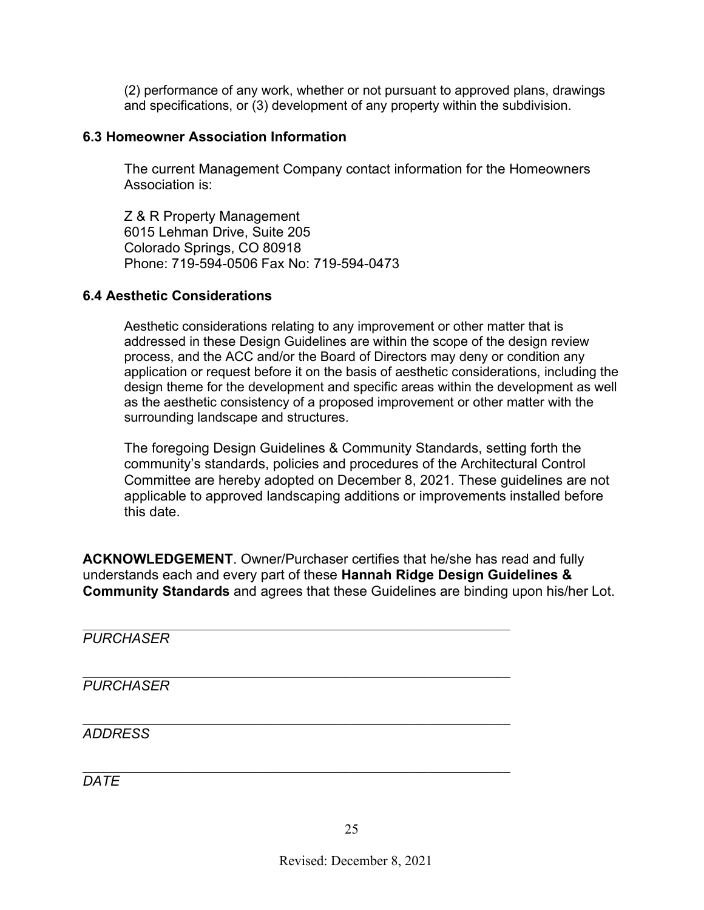(2) performance of any work, whether or not pursuant to approved plans, drawings and specifications, or (3) development of any property within the subdivision.

### 6.3 Homeowner Association Information

The current Management Company contact information for the Homeowners Association is:

Z & R Property Management
6015 Lehman Drive, Suite 205
Colorado Springs, CO 80918
Phone: 719-594-0506 Fax No: 719-594-0473

### 6.4 Aesthetic Considerations

Aesthetic considerations relating to any improvement or other matter that is addressed in these Design Guidelines are within the scope of the design review process, and the ACC and/or the Board of Directors may deny or condition any application or request before it on the basis of aesthetic considerations, including the design theme for the development and specific areas within the development as well as the aesthetic consistency of a proposed improvement or other matter with the surrounding landscape and structures.

The foregoing Design Guidelines & Community Standards, setting forth the community's standards, policies and procedures of the Architectural Control Committee are hereby adopted on December 8, 2021. These guidelines are not applicable to approved landscaping additions or improvements installed before this date.

**ACKNOWLEDGEMENT**. Owner/Purchaser certifies that he/she has read and fully understands each and every part of these **Hannah Ridge Design Guidelines & Community Standards** and agrees that these Guidelines are binding upon his/her Lot.

_______________________________________________
*PURCHASER*

_______________________________________________
*PURCHASER*

_______________________________________________
*ADDRESS*

_______________________________________________
*DATE*

Revised: December 8, 2021